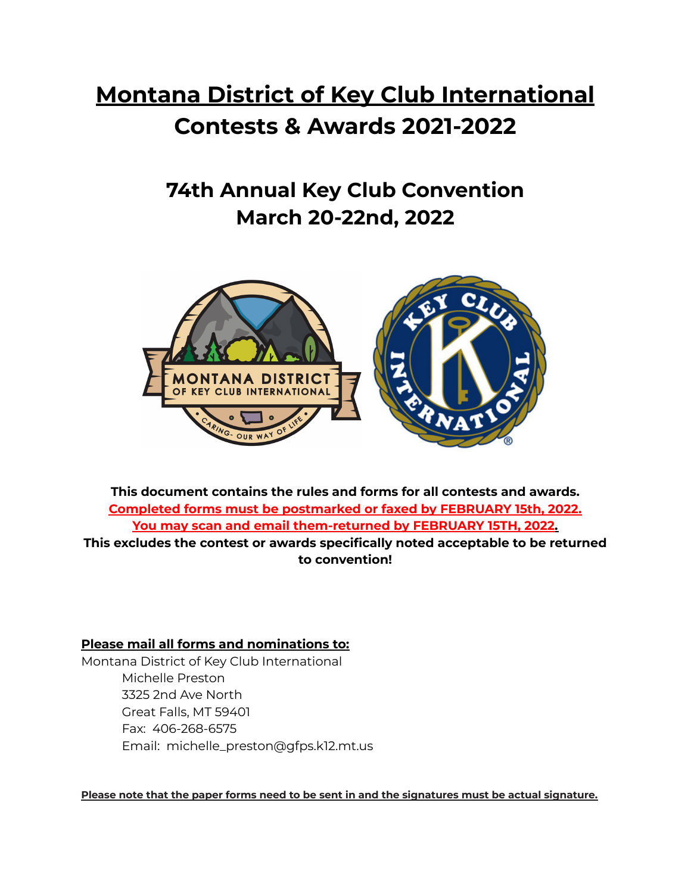# Montana District of Key Club International

# Contests & Awards 2021-2022

## 74th Annual Key Club Convention
## March 20-22nd, 2022

**This document contains the rules and forms for all contests and awards.**
**Completed forms must be postmarked or faxed by FEBRUARY 15th, 2022.**
**You may scan and email them-returned by FEBRUARY 15TH, 2022.**
**This excludes the contest or awards specifically noted acceptable to be returned to convention!**

**Please mail all forms and nominations to:**

Montana District of Key Club International
Michelle Preston
3325 2nd Ave North
Great Falls, MT 59401
Fax: 406-268-6575
Email: michelle_preston@gfps.k12.mt.us

**Please note that the paper forms need to be sent in and the signatures must be actual signature.**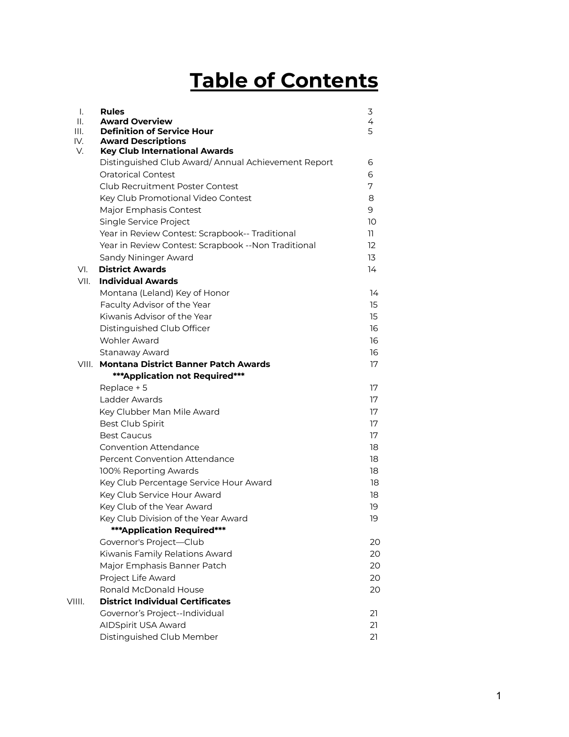# Table of Contents

| | | |
|---|---|---|
| I. | **Rules** | 3 |
| II. | **Award Overview** | 4 |
| III. | **Definition of Service Hour** | 5 |
| IV. | **Award Descriptions** | |
| V. | **Key Club International Awards** | |
| | Distinguished Club Award/ Annual Achievement Report | 6 |
| | Oratorical Contest | 6 |
| | Club Recruitment Poster Contest | 7 |
| | Key Club Promotional Video Contest | 8 |
| | Major Emphasis Contest | 9 |
| | Single Service Project | 10 |
| | Year in Review Contest: Scrapbook-- Traditional | 11 |
| | Year in Review Contest: Scrapbook --Non Traditional | 12 |
| | Sandy Nininger Award | 13 |
| VI. | **District Awards** | 14 |
| VII. | **Individual Awards** | |
| | Montana (Leland) Key of Honor | 14 |
| | Faculty Advisor of the Year | 15 |
| | Kiwanis Advisor of the Year | 15 |
| | Distinguished Club Officer | 16 |
| | Wohler Award | 16 |
| | Stanaway Award | 16 |
| VIII. | **Montana District Banner Patch Awards** | 17 |
| | **\*\*\*Application not Required\*\*\*** | |
| | Replace + 5 | 17 |
| | Ladder Awards | 17 |
| | Key Clubber Man Mile Award | 17 |
| | Best Club Spirit | 17 |
| | Best Caucus | 17 |
| | Convention Attendance | 18 |
| | Percent Convention Attendance | 18 |
| | 100% Reporting Awards | 18 |
| | Key Club Percentage Service Hour Award | 18 |
| | Key Club Service Hour Award | 18 |
| | Key Club of the Year Award | 19 |
| | Key Club Division of the Year Award | 19 |
| | **\*\*\*Application Required\*\*\*** | |
| | Governor's Project—Club | 20 |
| | Kiwanis Family Relations Award | 20 |
| | Major Emphasis Banner Patch | 20 |
| | Project Life Award | 20 |
| | Ronald McDonald House | 20 |
| VIIII. | **District Individual Certificates** | |
| | Governor's Project--Individual | 21 |
| | AIDSpirit USA Award | 21 |
| | Distinguished Club Member | 21 |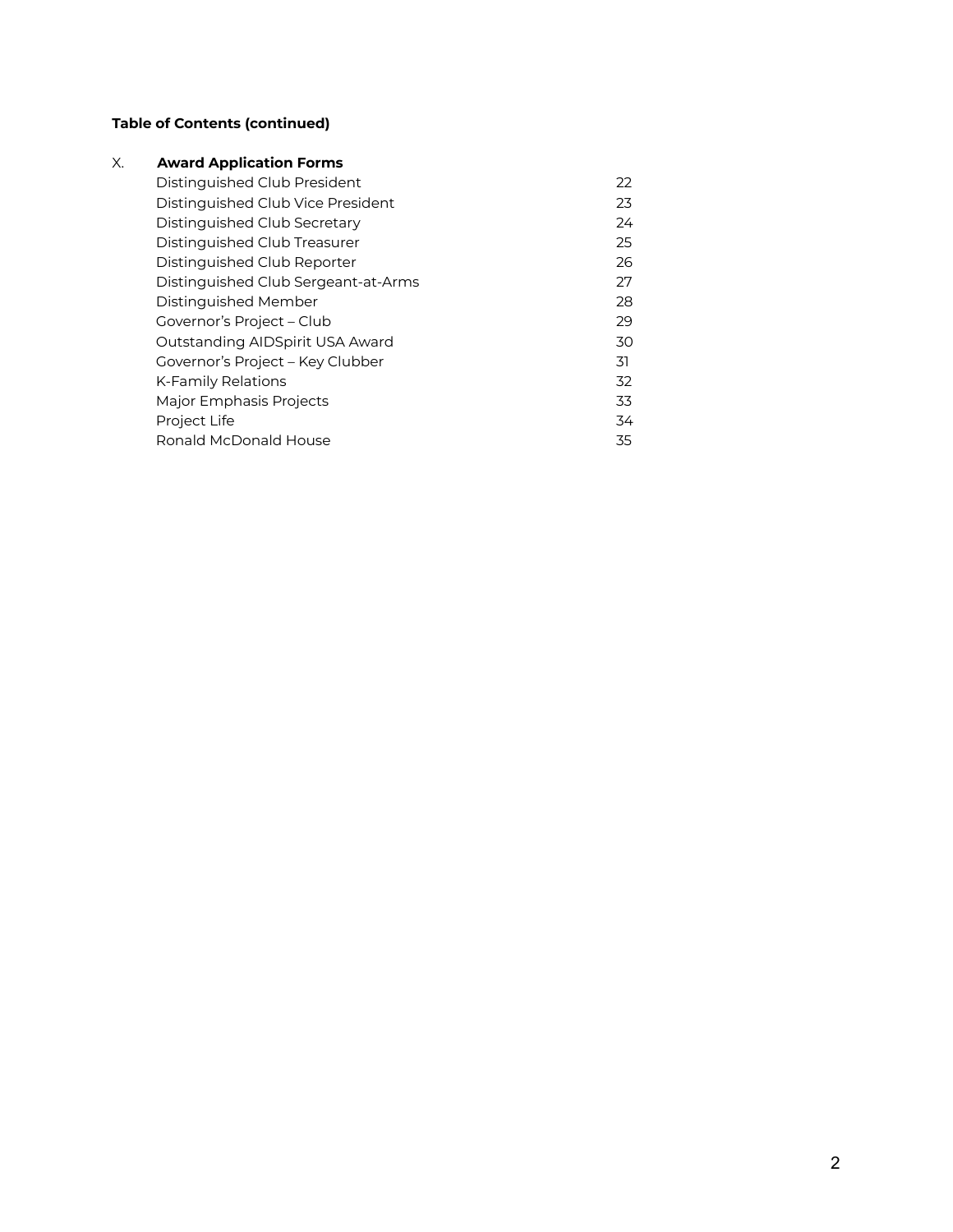**Table of Contents (continued)**

| | | |
|---|---|---|
| X. | **Award Application Forms** | |
| | Distinguished Club President | 22 |
| | Distinguished Club Vice President | 23 |
| | Distinguished Club Secretary | 24 |
| | Distinguished Club Treasurer | 25 |
| | Distinguished Club Reporter | 26 |
| | Distinguished Club Sergeant-at-Arms | 27 |
| | Distinguished Member | 28 |
| | Governor's Project – Club | 29 |
| | Outstanding AIDSpirit USA Award | 30 |
| | Governor's Project – Key Clubber | 31 |
| | K-Family Relations | 32 |
| | Major Emphasis Projects | 33 |
| | Project Life | 34 |
| | Ronald McDonald House | 35 |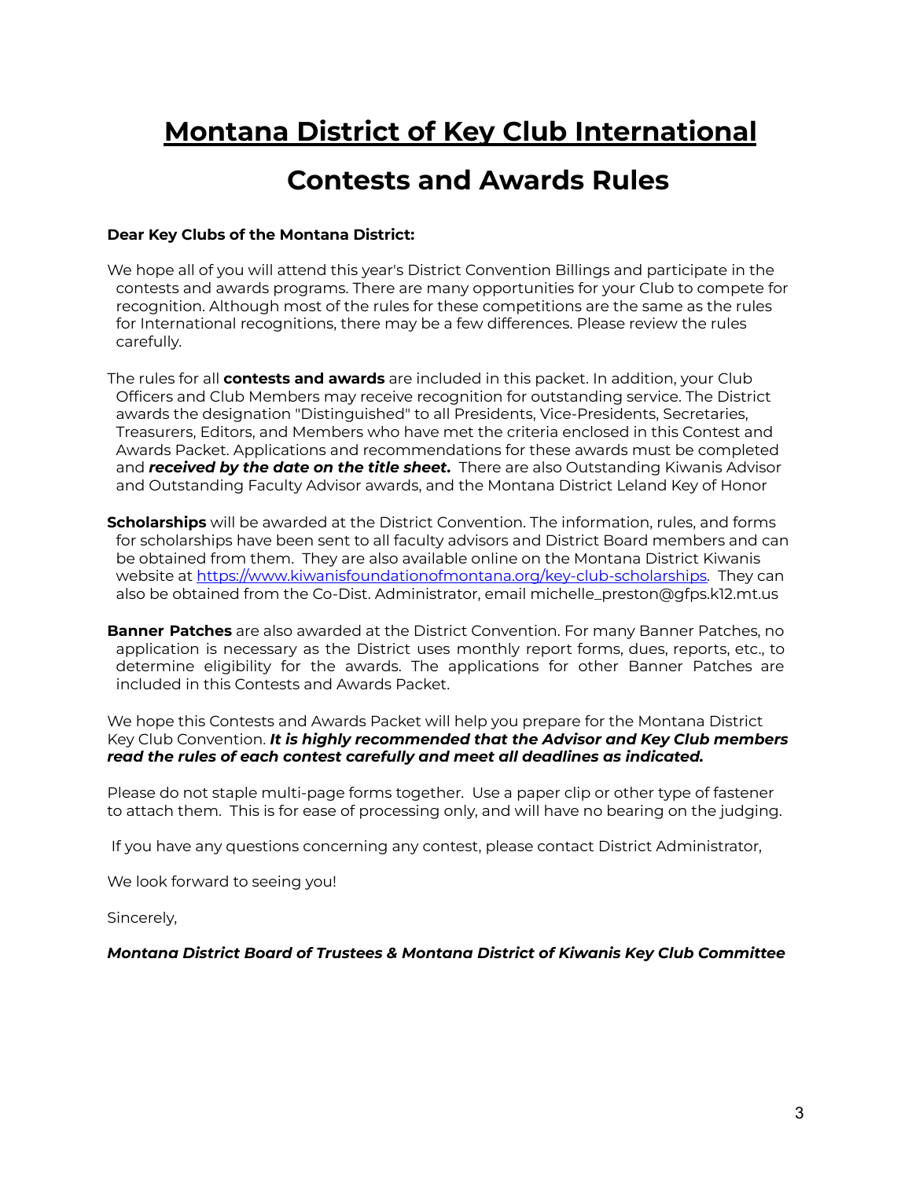# <u>Montana District of Key Club International</u>

# Contests and Awards Rules

**Dear Key Clubs of the Montana District:**

We hope all of you will attend this year's District Convention Billings and participate in the contests and awards programs. There are many opportunities for your Club to compete for recognition. Although most of the rules for these competitions are the same as the rules for International recognitions, there may be a few differences. Please review the rules carefully.

The rules for all **contests and awards** are included in this packet. In addition, your Club Officers and Club Members may receive recognition for outstanding service. The District awards the designation "Distinguished" to all Presidents, Vice-Presidents, Secretaries, Treasurers, Editors, and Members who have met the criteria enclosed in this Contest and Awards Packet. Applications and recommendations for these awards must be completed and ***received by the date on the title sheet*****.** There are also Outstanding Kiwanis Advisor and Outstanding Faculty Advisor awards, and the Montana District Leland Key of Honor

**Scholarships** will be awarded at the District Convention. The information, rules, and forms for scholarships have been sent to all faculty advisors and District Board members and can be obtained from them. They are also available online on the Montana District Kiwanis website at [https://www.kiwanisfoundationofmontana.org/key-club-scholarships](https://www.kiwanisfoundationofmontana.org/key-club-scholarships). They can also be obtained from the Co-Dist. Administrator, email michelle_preston@gfps.k12.mt.us

**Banner Patches** are also awarded at the District Convention. For many Banner Patches, no application is necessary as the District uses monthly report forms, dues, reports, etc., to determine eligibility for the awards. The applications for other Banner Patches are included in this Contests and Awards Packet.

We hope this Contests and Awards Packet will help you prepare for the Montana District Key Club Convention. ***It is highly recommended that the Advisor and Key Club members read the rules of each contest carefully and meet all deadlines as indicated.***

Please do not staple multi-page forms together. Use a paper clip or other type of fastener to attach them. This is for ease of processing only, and will have no bearing on the judging.

If you have any questions concerning any contest, please contact District Administrator,

We look forward to seeing you!

Sincerely,

***Montana District Board of Trustees & Montana District of Kiwanis Key Club Committee***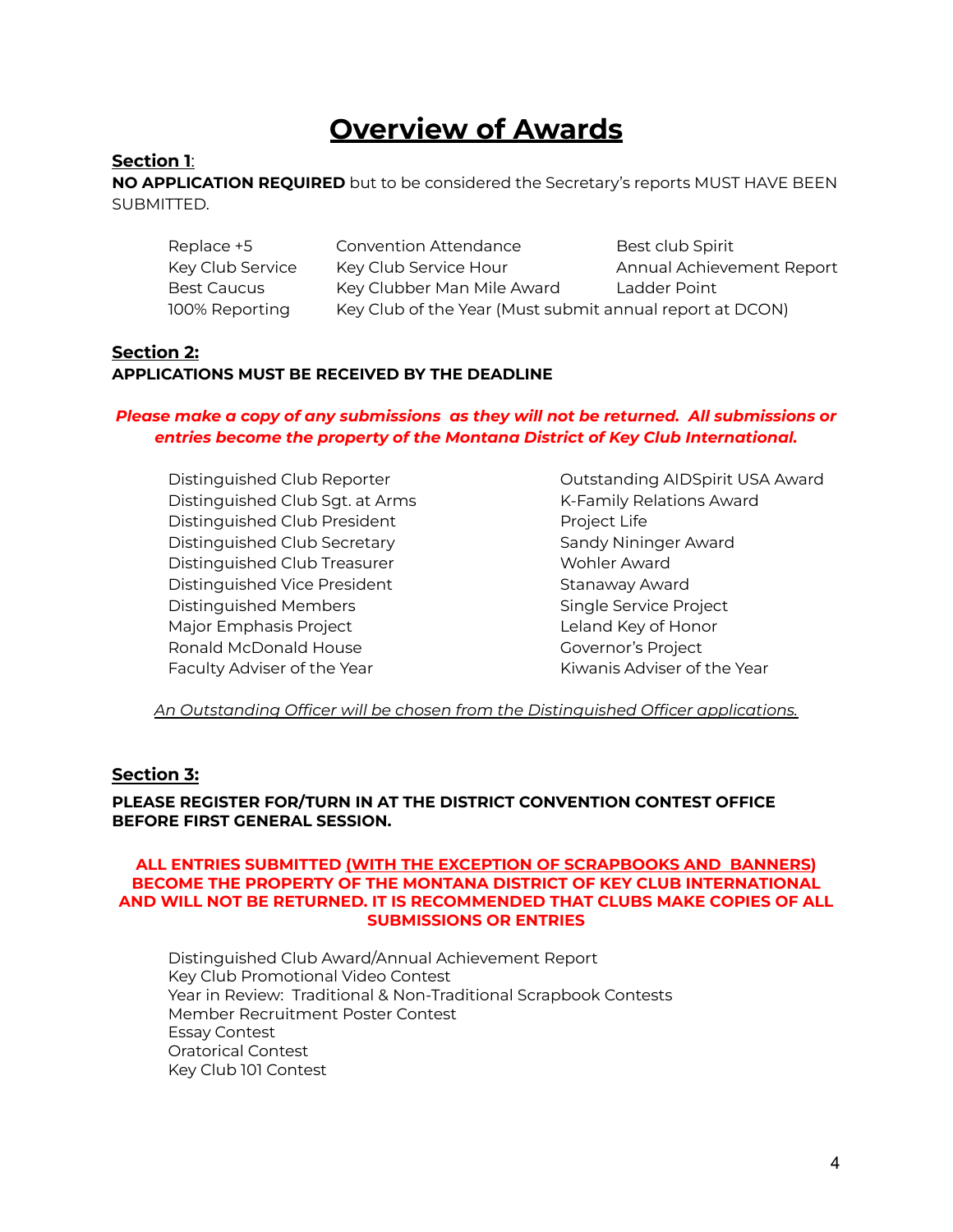# Overview of Awards

**Section 1**:

**NO APPLICATION REQUIRED** but to be considered the Secretary's reports MUST HAVE BEEN SUBMITTED.

- Replace +5
- Key Club Service
- Best Caucus
- 100% Reporting
- Convention Attendance
- Key Club Service Hour
- Key Clubber Man Mile Award
- Key Club of the Year (Must submit annual report at DCON)
- Best club Spirit
- Annual Achievement Report
- Ladder Point

**Section 2:**

**APPLICATIONS MUST BE RECEIVED BY THE DEADLINE**

***Please make a copy of any submissions as they will not be returned. All submissions or entries become the property of the Montana District of Key Club International.***

- Distinguished Club Reporter
- Distinguished Club Sgt. at Arms
- Distinguished Club President
- Distinguished Club Secretary
- Distinguished Club Treasurer
- Distinguished Vice President
- Distinguished Members
- Major Emphasis Project
- Ronald McDonald House
- Faculty Adviser of the Year
- Outstanding AIDSpirit USA Award
- K-Family Relations Award
- Project Life
- Sandy Nininger Award
- Wohler Award
- Stanaway Award
- Single Service Project
- Leland Key of Honor
- Governor's Project
- Kiwanis Adviser of the Year

*An Outstanding Officer will be chosen from the Distinguished Officer applications.*

**Section 3:**

**PLEASE REGISTER FOR/TURN IN AT THE DISTRICT CONVENTION CONTEST OFFICE BEFORE FIRST GENERAL SESSION.**

**ALL ENTRIES SUBMITTED (WITH THE EXCEPTION OF SCRAPBOOKS AND BANNERS) BECOME THE PROPERTY OF THE MONTANA DISTRICT OF KEY CLUB INTERNATIONAL AND WILL NOT BE RETURNED. IT IS RECOMMENDED THAT CLUBS MAKE COPIES OF ALL SUBMISSIONS OR ENTRIES**

- Distinguished Club Award/Annual Achievement Report
- Key Club Promotional Video Contest
- Year in Review: Traditional & Non-Traditional Scrapbook Contests
- Member Recruitment Poster Contest
- Essay Contest
- Oratorical Contest
- Key Club 101 Contest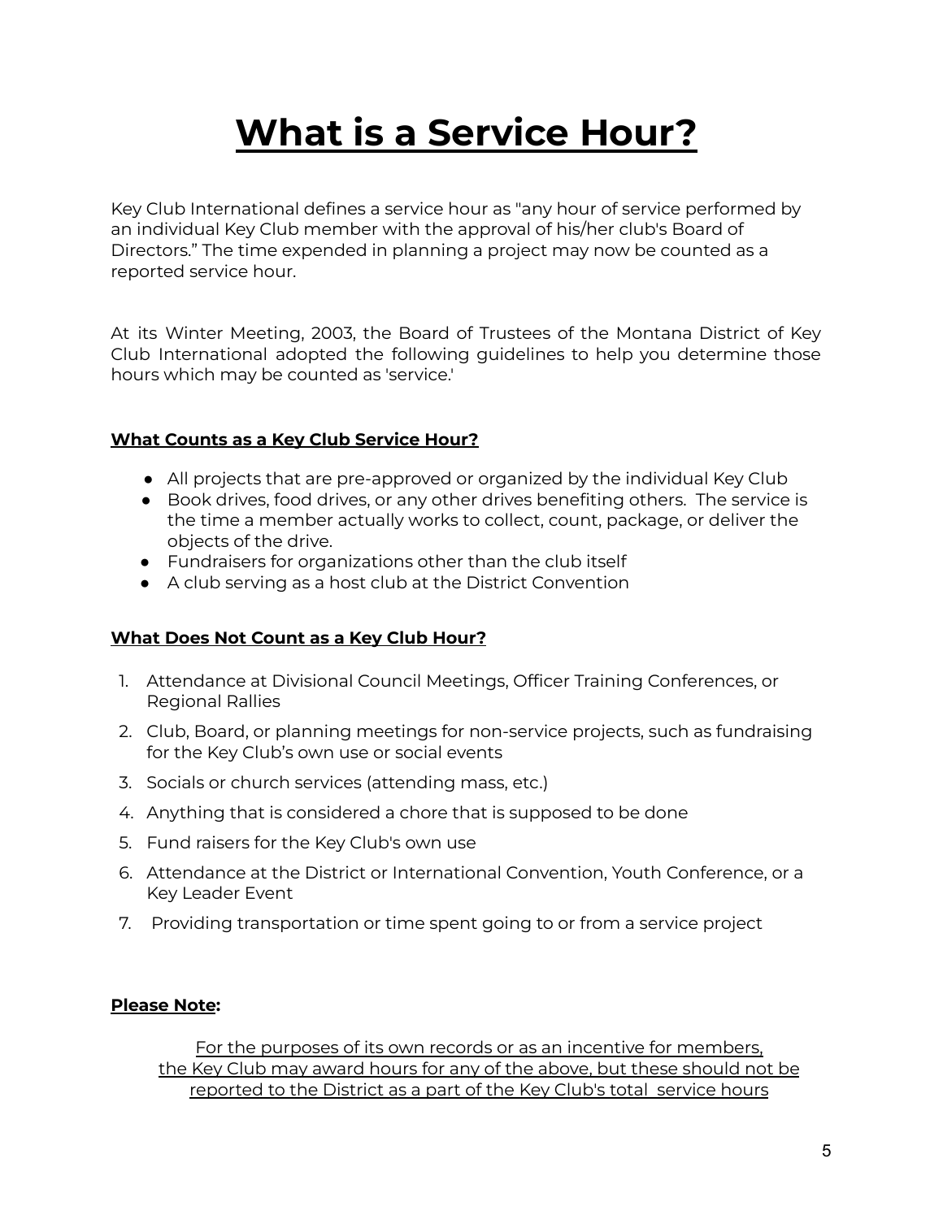# What is a Service Hour?

Key Club International defines a service hour as "any hour of service performed by an individual Key Club member with the approval of his/her club's Board of Directors." The time expended in planning a project may now be counted as a reported service hour.

At its Winter Meeting, 2003, the Board of Trustees of the Montana District of Key Club International adopted the following guidelines to help you determine those hours which may be counted as 'service.'

**What Counts as a Key Club Service Hour?**

- All projects that are pre-approved or organized by the individual Key Club
- Book drives, food drives, or any other drives benefiting others. The service is the time a member actually works to collect, count, package, or deliver the objects of the drive.
- Fundraisers for organizations other than the club itself
- A club serving as a host club at the District Convention

**What Does Not Count as a Key Club Hour?**

1. Attendance at Divisional Council Meetings, Officer Training Conferences, or Regional Rallies
2. Club, Board, or planning meetings for non-service projects, such as fundraising for the Key Club's own use or social events
3. Socials or church services (attending mass, etc.)
4. Anything that is considered a chore that is supposed to be done
5. Fund raisers for the Key Club's own use
6. Attendance at the District or International Convention, Youth Conference, or a Key Leader Event
7. Providing transportation or time spent going to or from a service project

**Please Note:**

For the purposes of its own records or as an incentive for members, the Key Club may award hours for any of the above, but these should not be reported to the District as a part of the Key Club's total service hours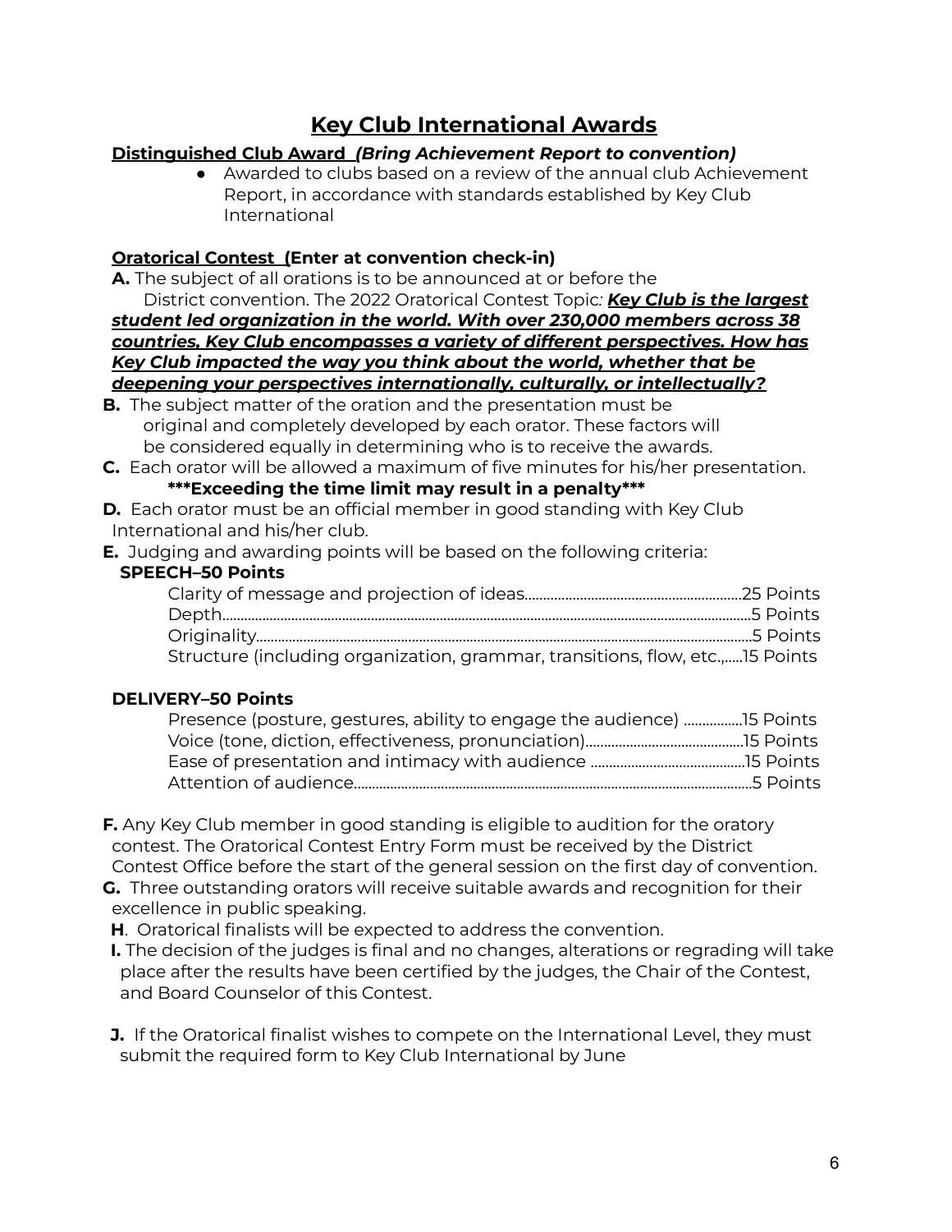# Key Club International Awards

**Distinguished Club Award** ***(Bring Achievement Report to convention)***

- Awarded to clubs based on a review of the annual club Achievement Report, in accordance with standards established by Key Club International

**Oratorical Contest (Enter at convention check-in)**

**A.** The subject of all orations is to be announced at or before the District convention. The 2022 Oratorical Contest Topic: ***Key Club is the largest student led organization in the world. With over 230,000 members across 38 countries, Key Club encompasses a variety of different perspectives. How has Key Club impacted the way you think about the world, whether that be deepening your perspectives internationally, culturally, or intellectually?***

**B.** The subject matter of the oration and the presentation must be original and completely developed by each orator. These factors will be considered equally in determining who is to receive the awards.

**C.** Each orator will be allowed a maximum of five minutes for his/her presentation.

**\*\*\*Exceeding the time limit may result in a penalty\*\*\***

**D.** Each orator must be an official member in good standing with Key Club International and his/her club.

**E.** Judging and awarding points will be based on the following criteria:

**SPEECH–50 Points**

| Criteria | Points |
| --- | --- |
| Clarity of message and projection of ideas | 25 Points |
| Depth | 5 Points |
| Originality | 5 Points |
| Structure (including organization, grammar, transitions, flow, etc., | 15 Points |

**DELIVERY–50 Points**

| Criteria | Points |
| --- | --- |
| Presence (posture, gestures, ability to engage the audience) | 15 Points |
| Voice (tone, diction, effectiveness, pronunciation) | 15 Points |
| Ease of presentation and intimacy with audience | 15 Points |
| Attention of audience | 5 Points |

**F.** Any Key Club member in good standing is eligible to audition for the oratory contest. The Oratorical Contest Entry Form must be received by the District Contest Office before the start of the general session on the first day of convention.

**G.** Three outstanding orators will receive suitable awards and recognition for their excellence in public speaking.

**H**. Oratorical finalists will be expected to address the convention.

**I.** The decision of the judges is final and no changes, alterations or regrading will take place after the results have been certified by the judges, the Chair of the Contest, and Board Counselor of this Contest.

**J.** If the Oratorical finalist wishes to compete on the International Level, they must submit the required form to Key Club International by June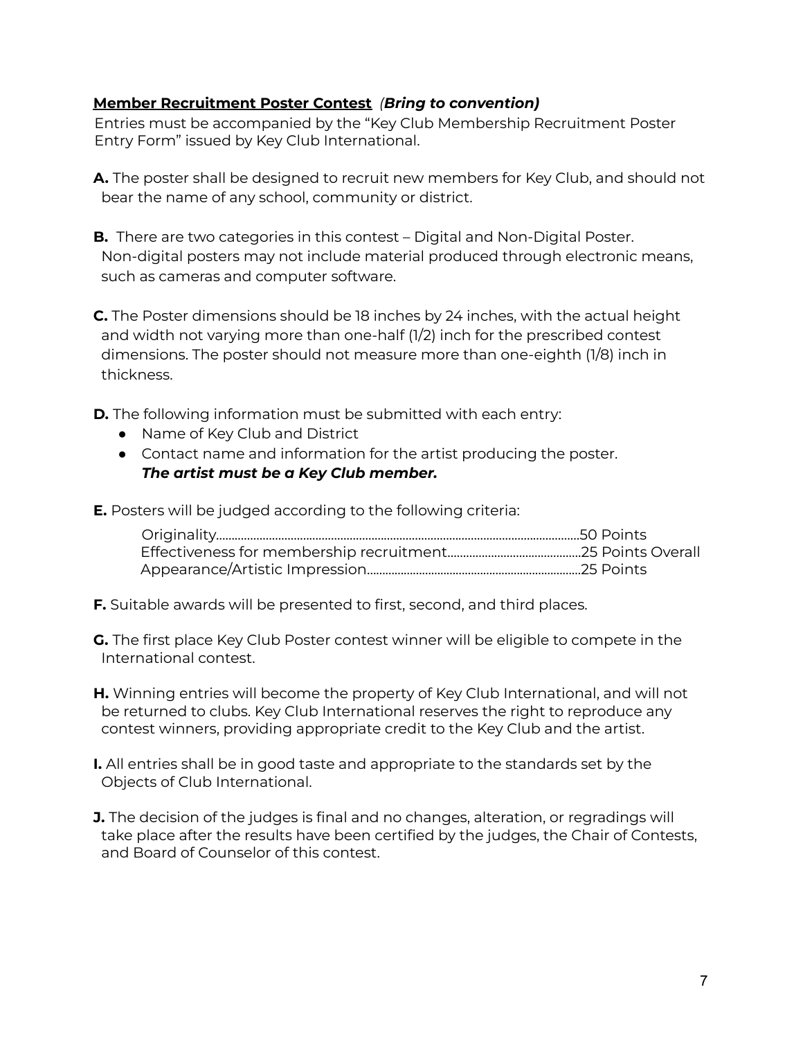**<u>Member Recruitment Poster Contest</u>** *(**Bring to convention)***

Entries must be accompanied by the "Key Club Membership Recruitment Poster Entry Form" issued by Key Club International.

**A.** The poster shall be designed to recruit new members for Key Club, and should not bear the name of any school, community or district.

**B.** There are two categories in this contest – Digital and Non-Digital Poster. Non-digital posters may not include material produced through electronic means, such as cameras and computer software.

**C.** The Poster dimensions should be 18 inches by 24 inches, with the actual height and width not varying more than one-half (1/2) inch for the prescribed contest dimensions. The poster should not measure more than one-eighth (1/8) inch in thickness.

**D.** The following information must be submitted with each entry:

- Name of Key Club and District
- Contact name and information for the artist producing the poster. ***The artist must be a Key Club member.***

**E.** Posters will be judged according to the following criteria:

Originality.......................................................................................................50 Points
Effectiveness for membership recruitment...........................................25 Points Overall
Appearance/Artistic Impression.....................................................................25 Points

**F.** Suitable awards will be presented to first, second, and third places.

**G.** The first place Key Club Poster contest winner will be eligible to compete in the International contest.

**H.** Winning entries will become the property of Key Club International, and will not be returned to clubs. Key Club International reserves the right to reproduce any contest winners, providing appropriate credit to the Key Club and the artist.

**I.** All entries shall be in good taste and appropriate to the standards set by the Objects of Club International.

**J.** The decision of the judges is final and no changes, alteration, or regradings will take place after the results have been certified by the judges, the Chair of Contests, and Board of Counselor of this contest.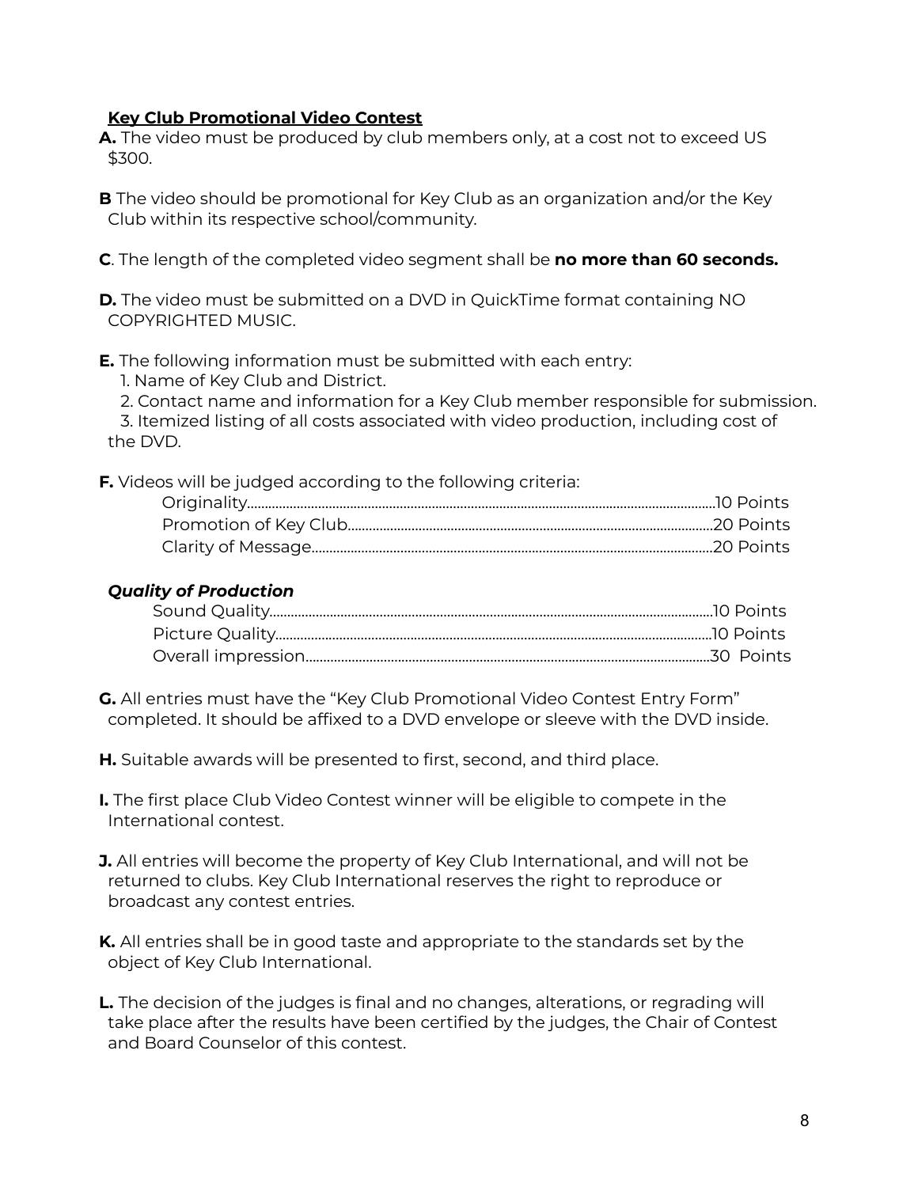## Key Club Promotional Video Contest

**A.** The video must be produced by club members only, at a cost not to exceed US $300.

**B** The video should be promotional for Key Club as an organization and/or the Key Club within its respective school/community.

**C**. The length of the completed video segment shall be **no more than 60 seconds.**

**D.** The video must be submitted on a DVD in QuickTime format containing NO COPYRIGHTED MUSIC.

**E.** The following information must be submitted with each entry:

1. Name of Key Club and District.
2. Contact name and information for a Key Club member responsible for submission.
3. Itemized listing of all costs associated with video production, including cost of the DVD.

**F.** Videos will be judged according to the following criteria:

| Criteria | Points |
|---|---|
| Originality | 10 Points |
| Promotion of Key Club | 20 Points |
| Clarity of Message | 20 Points |

***Quality of Production***

| Criteria | Points |
|---|---|
| Sound Quality | 10 Points |
| Picture Quality | 10 Points |
| Overall impression | 30 Points |

**G.** All entries must have the "Key Club Promotional Video Contest Entry Form" completed. It should be affixed to a DVD envelope or sleeve with the DVD inside.

**H.** Suitable awards will be presented to first, second, and third place.

**I.** The first place Club Video Contest winner will be eligible to compete in the International contest.

**J.** All entries will become the property of Key Club International, and will not be returned to clubs. Key Club International reserves the right to reproduce or broadcast any contest entries.

**K.** All entries shall be in good taste and appropriate to the standards set by the object of Key Club International.

**L.** The decision of the judges is final and no changes, alterations, or regrading will take place after the results have been certified by the judges, the Chair of Contest and Board Counselor of this contest.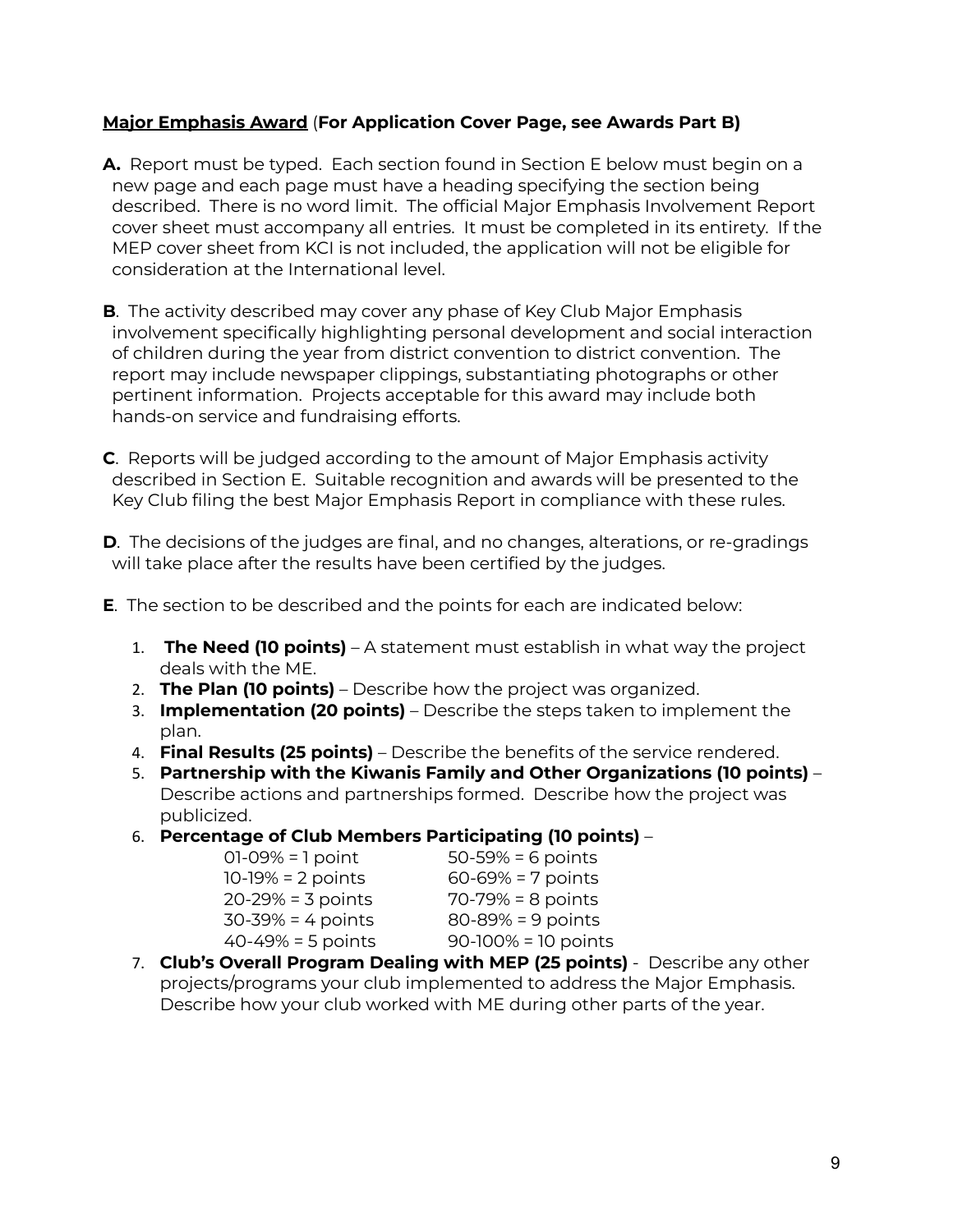**<u>Major Emphasis Award</u>** (**For Application Cover Page, see Awards Part B)**

**A.** Report must be typed. Each section found in Section E below must begin on a new page and each page must have a heading specifying the section being described. There is no word limit. The official Major Emphasis Involvement Report cover sheet must accompany all entries. It must be completed in its entirety. If the MEP cover sheet from KCI is not included, the application will not be eligible for consideration at the International level.

**B**. The activity described may cover any phase of Key Club Major Emphasis involvement specifically highlighting personal development and social interaction of children during the year from district convention to district convention. The report may include newspaper clippings, substantiating photographs or other pertinent information. Projects acceptable for this award may include both hands-on service and fundraising efforts.

**C**. Reports will be judged according to the amount of Major Emphasis activity described in Section E. Suitable recognition and awards will be presented to the Key Club filing the best Major Emphasis Report in compliance with these rules.

**D**. The decisions of the judges are final, and no changes, alterations, or re-gradings will take place after the results have been certified by the judges.

**E**. The section to be described and the points for each are indicated below:

1. **The Need (10 points)** – A statement must establish in what way the project deals with the ME.
2. **The Plan (10 points)** – Describe how the project was organized.
3. **Implementation (20 points)** – Describe the steps taken to implement the plan.
4. **Final Results (25 points)** – Describe the benefits of the service rendered.
5. **Partnership with the Kiwanis Family and Other Organizations (10 points)** – Describe actions and partnerships formed. Describe how the project was publicized.
6. **Percentage of Club Members Participating (10 points)** –

   | | |
   |---|---|
   | 01-09% = 1 point | 50-59% = 6 points |
   | 10-19% = 2 points | 60-69% = 7 points |
   | 20-29% = 3 points | 70-79% = 8 points |
   | 30-39% = 4 points | 80-89% = 9 points |
   | 40-49% = 5 points | 90-100% = 10 points |

7. **Club's Overall Program Dealing with MEP (25 points)** - Describe any other projects/programs your club implemented to address the Major Emphasis. Describe how your club worked with ME during other parts of the year.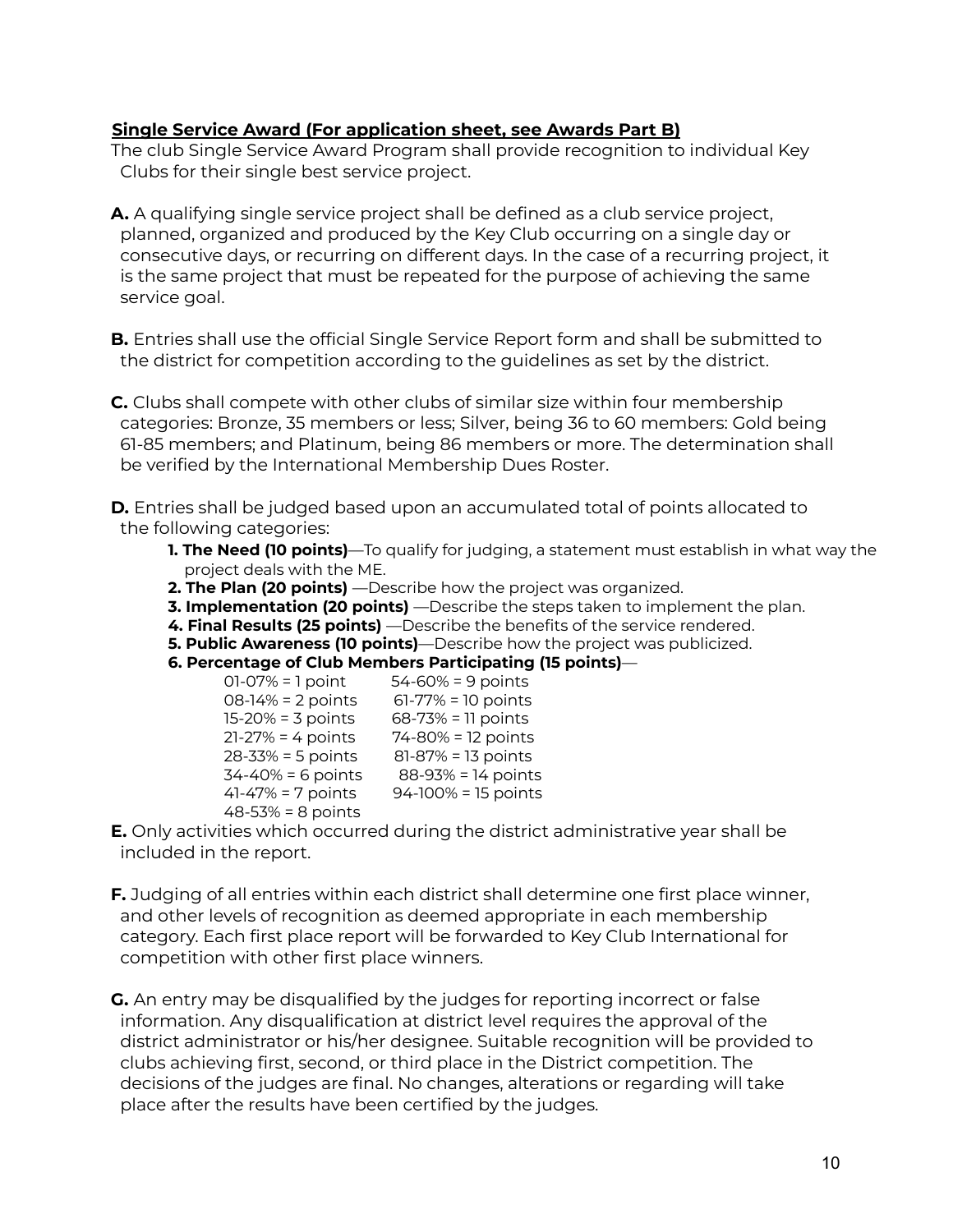**<u>Single Service Award (For application sheet, see Awards Part B)</u>**

The club Single Service Award Program shall provide recognition to individual Key Clubs for their single best service project.

**A.** A qualifying single service project shall be defined as a club service project, planned, organized and produced by the Key Club occurring on a single day or consecutive days, or recurring on different days. In the case of a recurring project, it is the same project that must be repeated for the purpose of achieving the same service goal.

**B.** Entries shall use the official Single Service Report form and shall be submitted to the district for competition according to the guidelines as set by the district.

**C.** Clubs shall compete with other clubs of similar size within four membership categories: Bronze, 35 members or less; Silver, being 36 to 60 members: Gold being 61-85 members; and Platinum, being 86 members or more. The determination shall be verified by the International Membership Dues Roster.

**D.** Entries shall be judged based upon an accumulated total of points allocated to the following categories:

1. **The Need (10 points)**—To qualify for judging, a statement must establish in what way the project deals with the ME.
2. **The Plan (20 points)** —Describe how the project was organized.
3. **Implementation (20 points)** —Describe the steps taken to implement the plan.
4. **Final Results (25 points)** —Describe the benefits of the service rendered.
5. **Public Awareness (10 points)**—Describe how the project was publicized.
6. **Percentage of Club Members Participating (15 points)**—

| | |
|---|---|
| 01-07% = 1 point | 54-60% = 9 points |
| 08-14% = 2 points | 61-77% = 10 points |
| 15-20% = 3 points | 68-73% = 11 points |
| 21-27% = 4 points | 74-80% = 12 points |
| 28-33% = 5 points | 81-87% = 13 points |
| 34-40% = 6 points | 88-93% = 14 points |
| 41-47% = 7 points | 94-100% = 15 points |
| 48-53% = 8 points | |

**E.** Only activities which occurred during the district administrative year shall be included in the report.

**F.** Judging of all entries within each district shall determine one first place winner, and other levels of recognition as deemed appropriate in each membership category. Each first place report will be forwarded to Key Club International for competition with other first place winners.

**G.** An entry may be disqualified by the judges for reporting incorrect or false information. Any disqualification at district level requires the approval of the district administrator or his/her designee. Suitable recognition will be provided to clubs achieving first, second, or third place in the District competition. The decisions of the judges are final. No changes, alterations or regarding will take place after the results have been certified by the judges.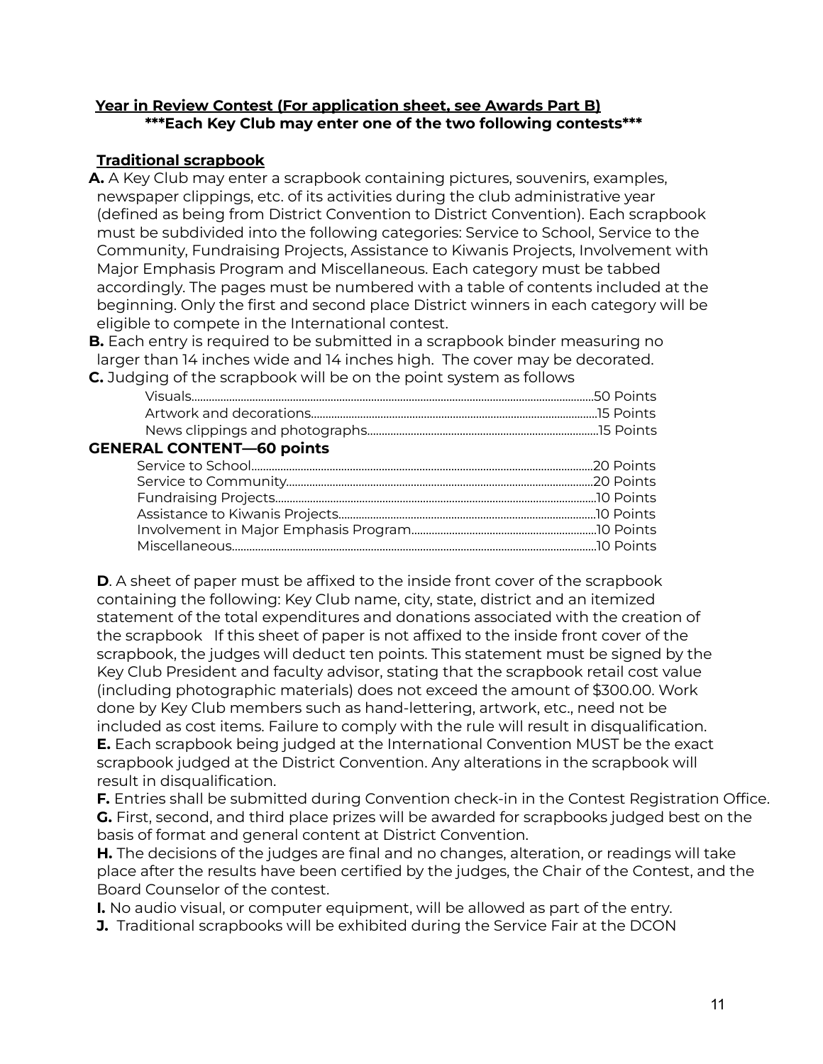**Year in Review Contest (For application sheet, see Awards Part B)**

**\*\*\*Each Key Club may enter one of the two following contests\*\*\***

**Traditional scrapbook**

**A.** A Key Club may enter a scrapbook containing pictures, souvenirs, examples, newspaper clippings, etc. of its activities during the club administrative year (defined as being from District Convention to District Convention). Each scrapbook must be subdivided into the following categories: Service to School, Service to the Community, Fundraising Projects, Assistance to Kiwanis Projects, Involvement with Major Emphasis Program and Miscellaneous. Each category must be tabbed accordingly. The pages must be numbered with a table of contents included at the beginning. Only the first and second place District winners in each category will be eligible to compete in the International contest.

**B.** Each entry is required to be submitted in a scrapbook binder measuring no larger than 14 inches wide and 14 inches high. The cover may be decorated.

**C.** Judging of the scrapbook will be on the point system as follows

| | |
|---|---|
| Visuals | 50 Points |
| Artwork and decorations | 15 Points |
| News clippings and photographs | 15 Points |

**GENERAL CONTENT—60 points**

| | |
|---|---|
| Service to School | 20 Points |
| Service to Community | 20 Points |
| Fundraising Projects | 10 Points |
| Assistance to Kiwanis Projects | 10 Points |
| Involvement in Major Emphasis Program | 10 Points |
| Miscellaneous | 10 Points |

**D**. A sheet of paper must be affixed to the inside front cover of the scrapbook containing the following: Key Club name, city, state, district and an itemized statement of the total expenditures and donations associated with the creation of the scrapbook If this sheet of paper is not affixed to the inside front cover of the scrapbook, the judges will deduct ten points. This statement must be signed by the Key Club President and faculty advisor, stating that the scrapbook retail cost value (including photographic materials) does not exceed the amount of $300.00. Work done by Key Club members such as hand-lettering, artwork, etc., need not be included as cost items. Failure to comply with the rule will result in disqualification.

**E.** Each scrapbook being judged at the International Convention MUST be the exact scrapbook judged at the District Convention. Any alterations in the scrapbook will result in disqualification.

**F.** Entries shall be submitted during Convention check-in in the Contest Registration Office.

**G.** First, second, and third place prizes will be awarded for scrapbooks judged best on the basis of format and general content at District Convention.

**H.** The decisions of the judges are final and no changes, alteration, or readings will take place after the results have been certified by the judges, the Chair of the Contest, and the Board Counselor of the contest.

**I.** No audio visual, or computer equipment, will be allowed as part of the entry.

**J.** Traditional scrapbooks will be exhibited during the Service Fair at the DCON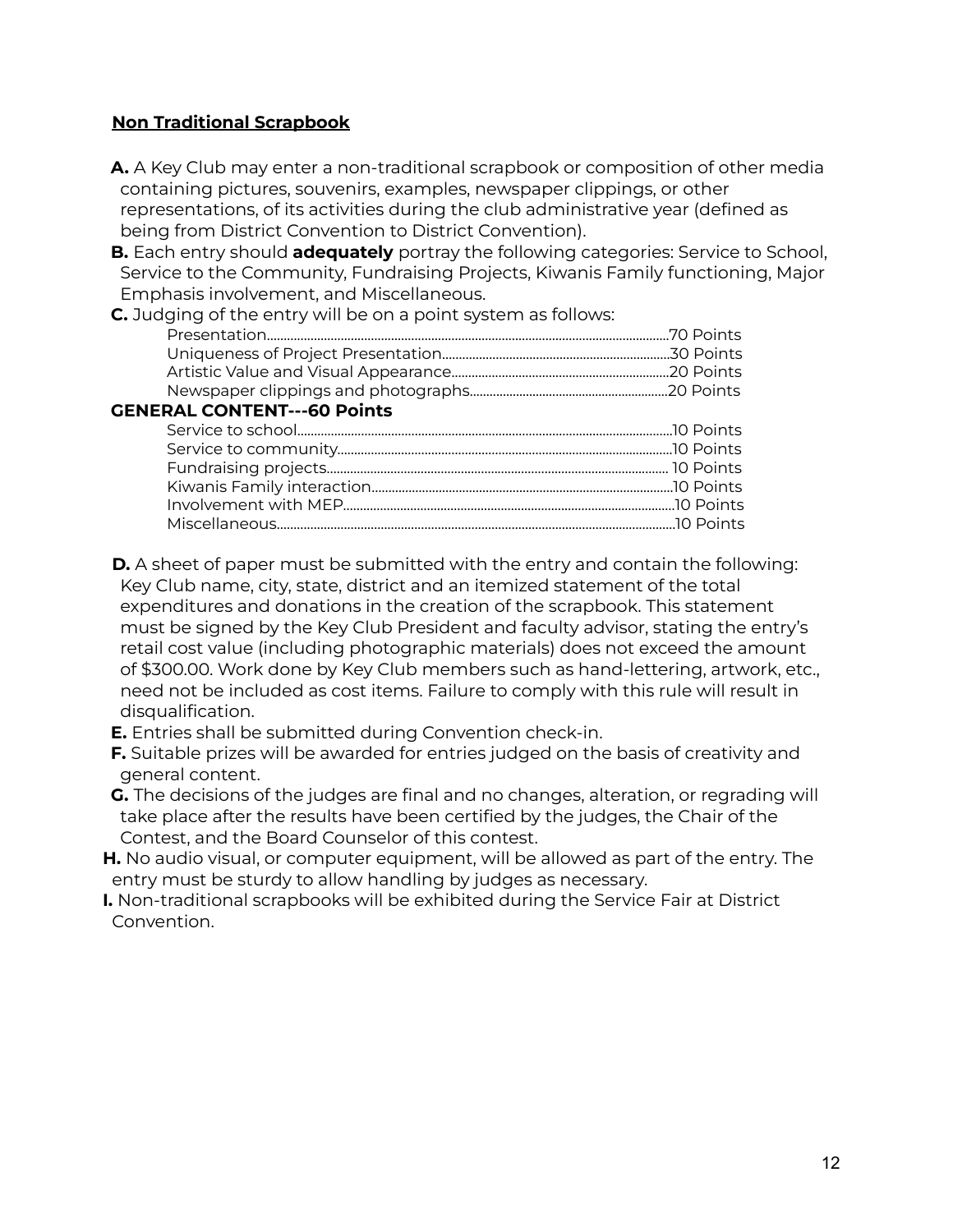## <u>Non Traditional Scrapbook</u>

**A.** A Key Club may enter a non-traditional scrapbook or composition of other media containing pictures, souvenirs, examples, newspaper clippings, or other representations, of its activities during the club administrative year (defined as being from District Convention to District Convention).

**B.** Each entry should **adequately** portray the following categories: Service to School, Service to the Community, Fundraising Projects, Kiwanis Family functioning, Major Emphasis involvement, and Miscellaneous.

**C.** Judging of the entry will be on a point system as follows:

Presentation.......................................................................................................70 Points
Uniqueness of Project Presentation....................................................................30 Points
Artistic Value and Visual Appearance.................................................................20 Points
Newspaper clippings and photographs..............................................................20 Points

**GENERAL CONTENT---60 Points**

Service to school...............................................................................................10 Points
Service to community.........................................................................................10 Points
Fundraising projects............................................................................................ 10 Points
Kiwanis Family interaction..................................................................................10 Points
Involvement with MEP........................................................................................10 Points
Miscellaneous.....................................................................................................10 Points

**D.** A sheet of paper must be submitted with the entry and contain the following: Key Club name, city, state, district and an itemized statement of the total expenditures and donations in the creation of the scrapbook. This statement must be signed by the Key Club President and faculty advisor, stating the entry's retail cost value (including photographic materials) does not exceed the amount of $300.00. Work done by Key Club members such as hand-lettering, artwork, etc., need not be included as cost items. Failure to comply with this rule will result in disqualification.

**E.** Entries shall be submitted during Convention check-in.

**F.** Suitable prizes will be awarded for entries judged on the basis of creativity and general content.

**G.** The decisions of the judges are final and no changes, alteration, or regrading will take place after the results have been certified by the judges, the Chair of the Contest, and the Board Counselor of this contest.

**H.** No audio visual, or computer equipment, will be allowed as part of the entry. The entry must be sturdy to allow handling by judges as necessary.

**I.** Non-traditional scrapbooks will be exhibited during the Service Fair at District Convention.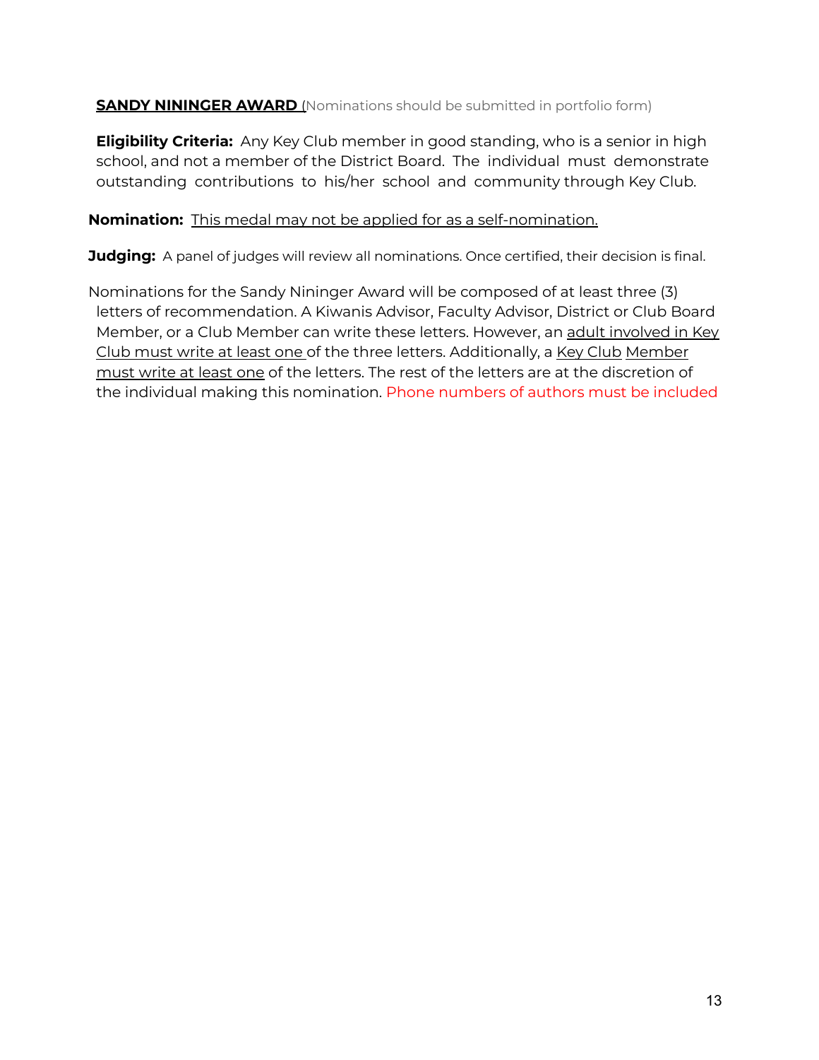**SANDY NININGER AWARD** (Nominations should be submitted in portfolio form)

**Eligibility Criteria:** Any Key Club member in good standing, who is a senior in high school, and not a member of the District Board. The individual must demonstrate outstanding contributions to his/her school and community through Key Club.

**Nomination:** This medal may not be applied for as a self-nomination.

**Judging:** A panel of judges will review all nominations. Once certified, their decision is final.

Nominations for the Sandy Nininger Award will be composed of at least three (3) letters of recommendation. A Kiwanis Advisor, Faculty Advisor, District or Club Board Member, or a Club Member can write these letters. However, an adult involved in Key Club must write at least one of the three letters. Additionally, a Key Club Member must write at least one of the letters. The rest of the letters are at the discretion of the individual making this nomination. Phone numbers of authors must be included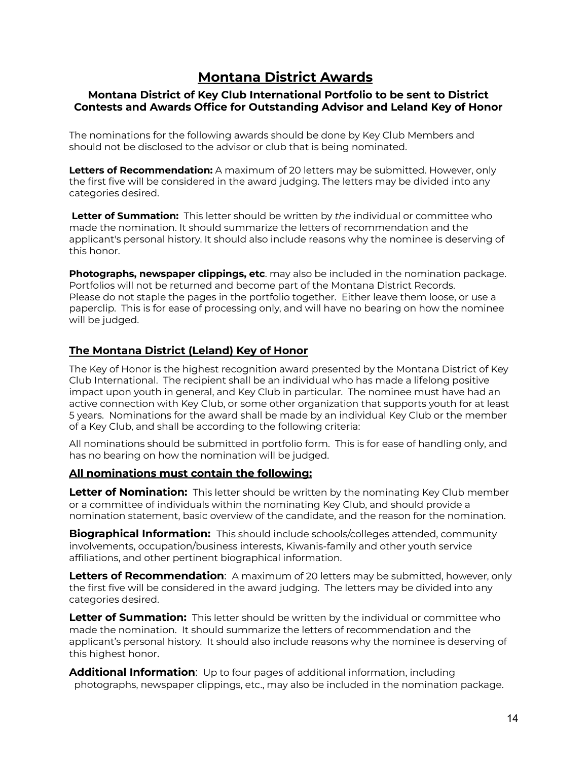# Montana District Awards

### Montana District of Key Club International Portfolio to be sent to District Contests and Awards Office for Outstanding Advisor and Leland Key of Honor

The nominations for the following awards should be done by Key Club Members and should not be disclosed to the advisor or club that is being nominated.

**Letters of Recommendation:** A maximum of 20 letters may be submitted. However, only the first five will be considered in the award judging. The letters may be divided into any categories desired.

**Letter of Summation:** This letter should be written by *the* individual or committee who made the nomination. It should summarize the letters of recommendation and the applicant's personal history. It should also include reasons why the nominee is deserving of this honor.

**Photographs, newspaper clippings, etc**. may also be included in the nomination package. Portfolios will not be returned and become part of the Montana District Records. Please do not staple the pages in the portfolio together. Either leave them loose, or use a paperclip. This is for ease of processing only, and will have no bearing on how the nominee will be judged.

## The Montana District (Leland) Key of Honor

The Key of Honor is the highest recognition award presented by the Montana District of Key Club International. The recipient shall be an individual who has made a lifelong positive impact upon youth in general, and Key Club in particular. The nominee must have had an active connection with Key Club, or some other organization that supports youth for at least 5 years. Nominations for the award shall be made by an individual Key Club or the member of a Key Club, and shall be according to the following criteria:

All nominations should be submitted in portfolio form. This is for ease of handling only, and has no bearing on how the nomination will be judged.

### All nominations must contain the following:

**Letter of Nomination:** This letter should be written by the nominating Key Club member or a committee of individuals within the nominating Key Club, and should provide a nomination statement, basic overview of the candidate, and the reason for the nomination.

**Biographical Information:** This should include schools/colleges attended, community involvements, occupation/business interests, Kiwanis-family and other youth service affiliations, and other pertinent biographical information.

**Letters of Recommendation**: A maximum of 20 letters may be submitted, however, only the first five will be considered in the award judging. The letters may be divided into any categories desired.

**Letter of Summation:** This letter should be written by the individual or committee who made the nomination. It should summarize the letters of recommendation and the applicant's personal history. It should also include reasons why the nominee is deserving of this highest honor.

**Additional Information**: Up to four pages of additional information, including photographs, newspaper clippings, etc., may also be included in the nomination package.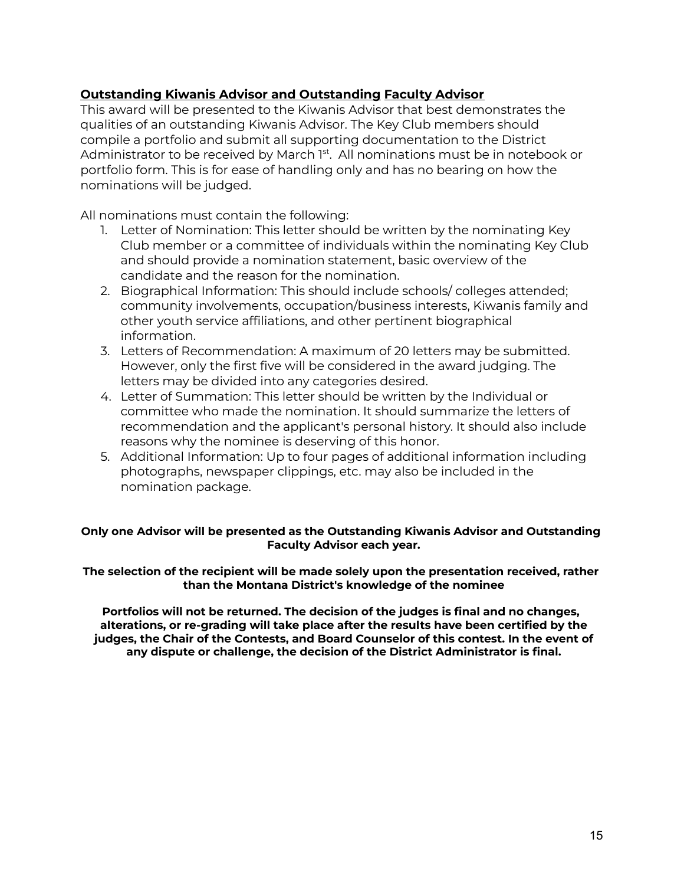## Outstanding Kiwanis Advisor and Outstanding Faculty Advisor

This award will be presented to the Kiwanis Advisor that best demonstrates the qualities of an outstanding Kiwanis Advisor. The Key Club members should compile a portfolio and submit all supporting documentation to the District Administrator to be received by March 1st. All nominations must be in notebook or portfolio form. This is for ease of handling only and has no bearing on how the nominations will be judged.

All nominations must contain the following:

1. Letter of Nomination: This letter should be written by the nominating Key Club member or a committee of individuals within the nominating Key Club and should provide a nomination statement, basic overview of the candidate and the reason for the nomination.
2. Biographical Information: This should include schools/ colleges attended; community involvements, occupation/business interests, Kiwanis family and other youth service affiliations, and other pertinent biographical information.
3. Letters of Recommendation: A maximum of 20 letters may be submitted. However, only the first five will be considered in the award judging. The letters may be divided into any categories desired.
4. Letter of Summation: This letter should be written by the Individual or committee who made the nomination. It should summarize the letters of recommendation and the applicant's personal history. It should also include reasons why the nominee is deserving of this honor.
5. Additional Information: Up to four pages of additional information including photographs, newspaper clippings, etc. may also be included in the nomination package.

**Only one Advisor will be presented as the Outstanding Kiwanis Advisor and Outstanding Faculty Advisor each year.**

**The selection of the recipient will be made solely upon the presentation received, rather than the Montana District's knowledge of the nominee**

**Portfolios will not be returned. The decision of the judges is final and no changes, alterations, or re-grading will take place after the results have been certified by the judges, the Chair of the Contests, and Board Counselor of this contest. In the event of any dispute or challenge, the decision of the District Administrator is final.**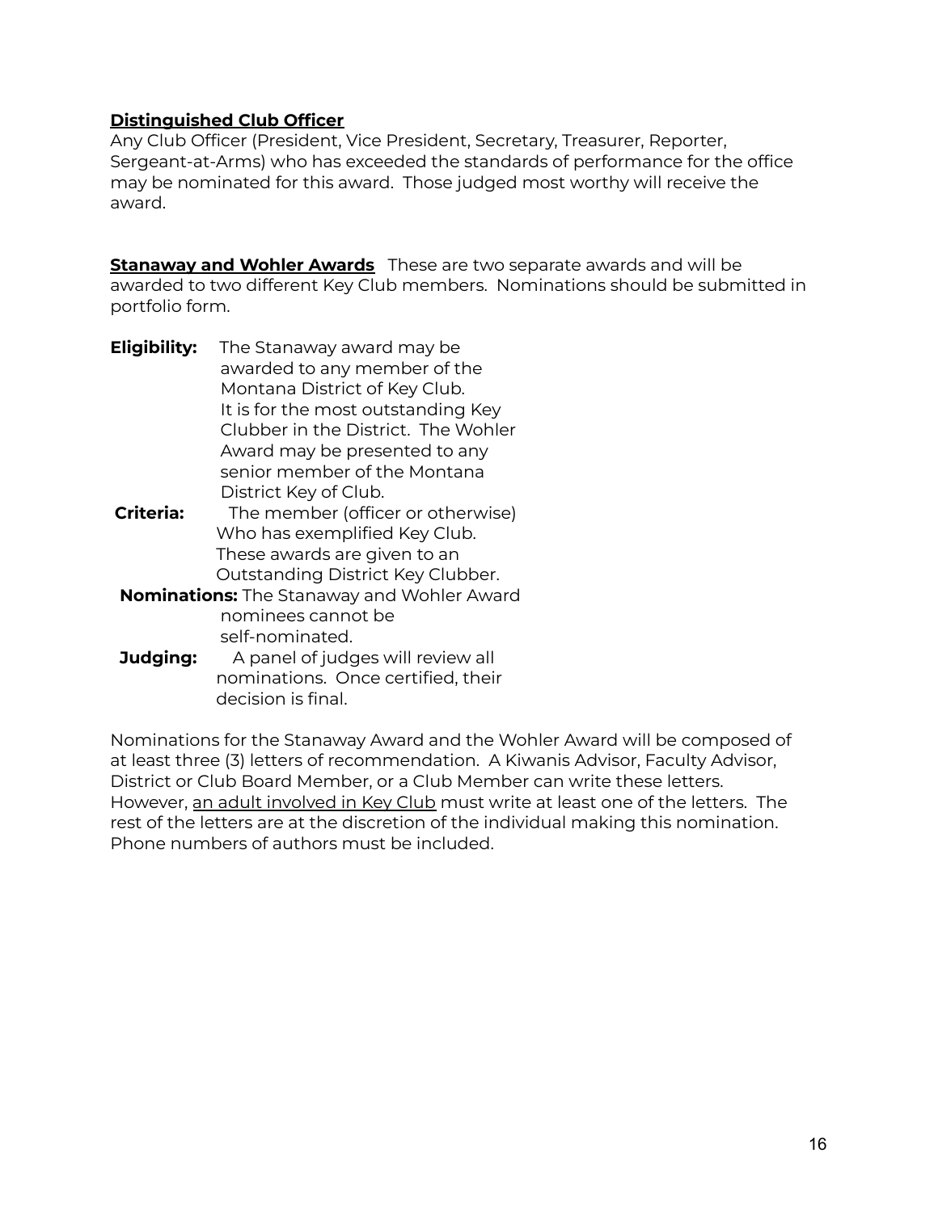**<u>Distinguished Club Officer</u>**
Any Club Officer (President, Vice President, Secretary, Treasurer, Reporter, Sergeant-at-Arms) who has exceeded the standards of performance for the office may be nominated for this award. Those judged most worthy will receive the award.

**<u>Stanaway and Wohler Awards</u>** These are two separate awards and will be awarded to two different Key Club members. Nominations should be submitted in portfolio form.

**Eligibility:** The Stanaway award may be awarded to any member of the Montana District of Key Club. It is for the most outstanding Key Clubber in the District. The Wohler Award may be presented to any senior member of the Montana District Key of Club.

**Criteria:** The member (officer or otherwise) Who has exemplified Key Club. These awards are given to an Outstanding District Key Clubber.

**Nominations:** The Stanaway and Wohler Award nominees cannot be self-nominated.

**Judging:** A panel of judges will review all nominations. Once certified, their decision is final.

Nominations for the Stanaway Award and the Wohler Award will be composed of at least three (3) letters of recommendation. A Kiwanis Advisor, Faculty Advisor, District or Club Board Member, or a Club Member can write these letters. However, <u>an adult involved in Key Club</u> must write at least one of the letters. The rest of the letters are at the discretion of the individual making this nomination. Phone numbers of authors must be included.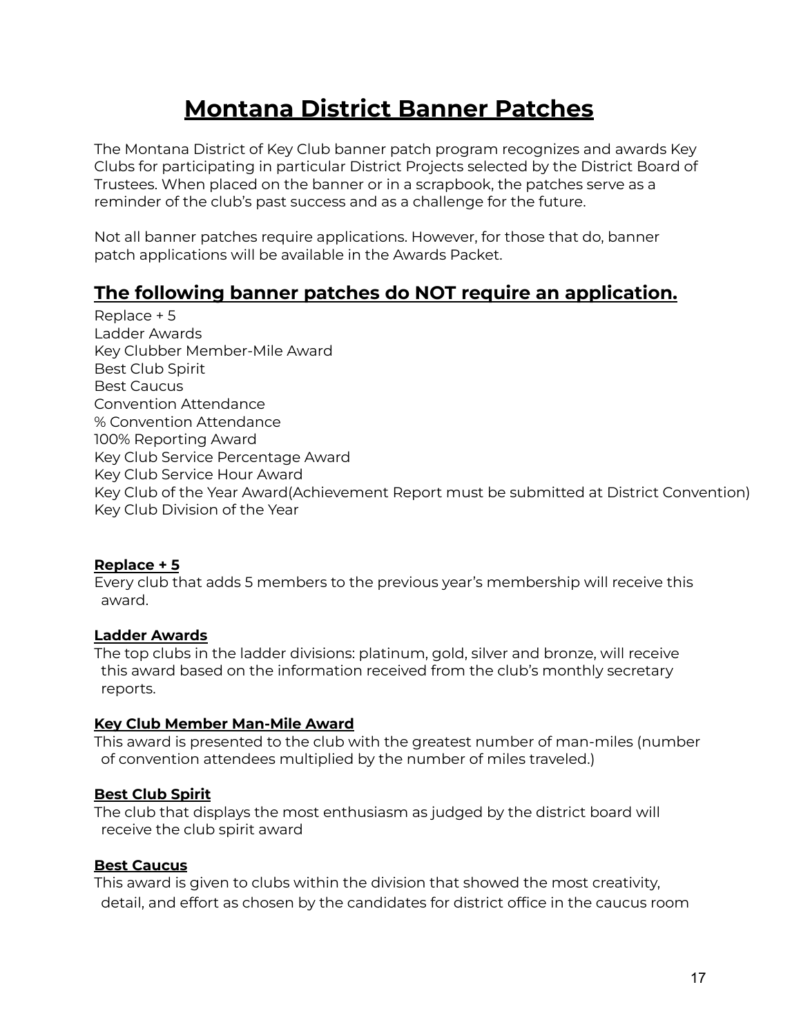# Montana District Banner Patches

The Montana District of Key Club banner patch program recognizes and awards Key Clubs for participating in particular District Projects selected by the District Board of Trustees. When placed on the banner or in a scrapbook, the patches serve as a reminder of the club's past success and as a challenge for the future.

Not all banner patches require applications. However, for those that do, banner patch applications will be available in the Awards Packet.

## The following banner patches do NOT require an application.

Replace + 5
Ladder Awards
Key Clubber Member-Mile Award
Best Club Spirit
Best Caucus
Convention Attendance
% Convention Attendance
100% Reporting Award
Key Club Service Percentage Award
Key Club Service Hour Award
Key Club of the Year Award(Achievement Report must be submitted at District Convention)
Key Club Division of the Year

**Replace + 5**
Every club that adds 5 members to the previous year's membership will receive this award.

**Ladder Awards**
The top clubs in the ladder divisions: platinum, gold, silver and bronze, will receive this award based on the information received from the club's monthly secretary reports.

**Key Club Member Man-Mile Award**
This award is presented to the club with the greatest number of man-miles (number of convention attendees multiplied by the number of miles traveled.)

**Best Club Spirit**
The club that displays the most enthusiasm as judged by the district board will receive the club spirit award

**Best Caucus**
This award is given to clubs within the division that showed the most creativity, detail, and effort as chosen by the candidates for district office in the caucus room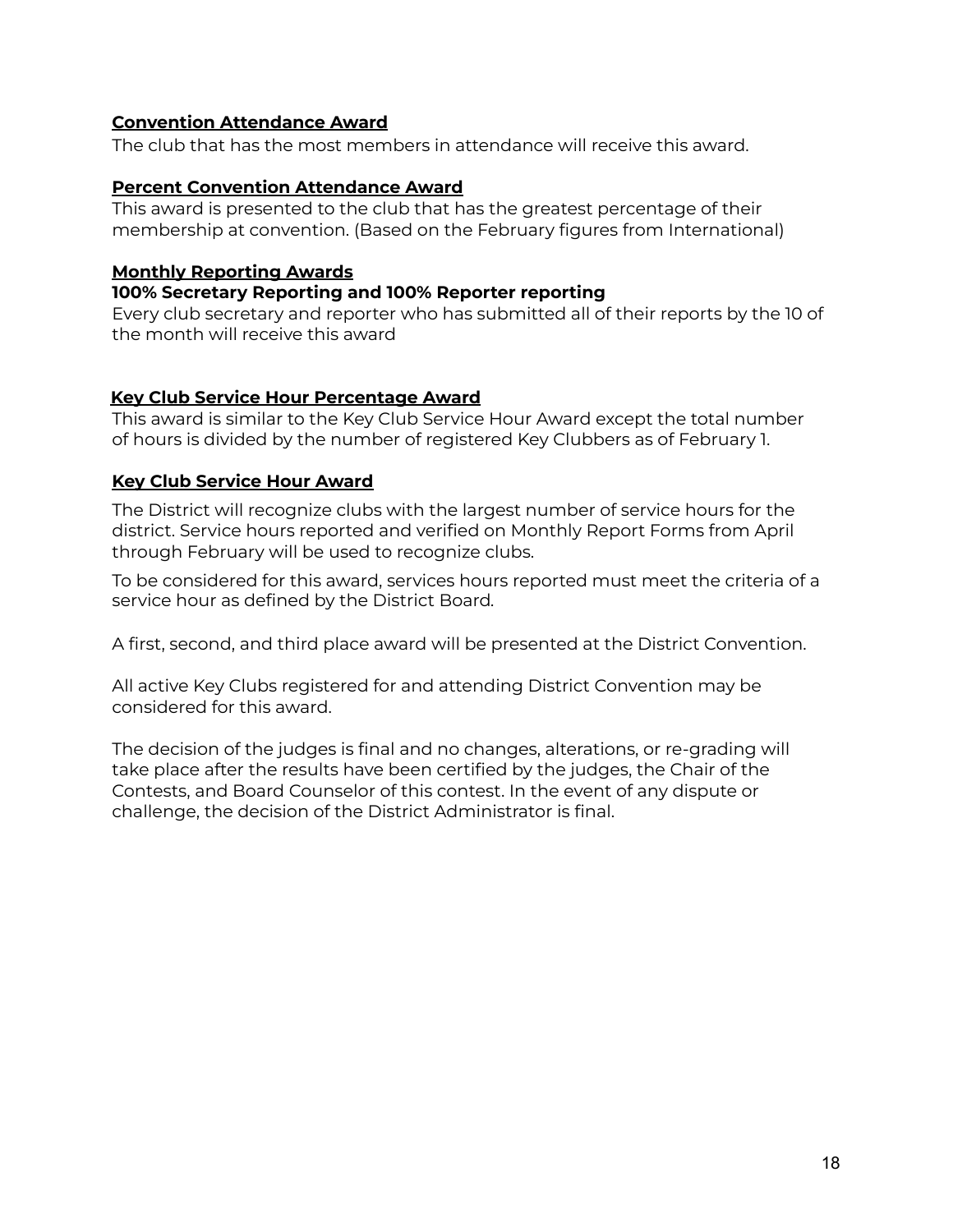**Convention Attendance Award**

The club that has the most members in attendance will receive this award.

**Percent Convention Attendance Award**

This award is presented to the club that has the greatest percentage of their membership at convention. (Based on the February figures from International)

**Monthly Reporting Awards**

**100% Secretary Reporting and 100% Reporter reporting**

Every club secretary and reporter who has submitted all of their reports by the 10 of the month will receive this award

**Key Club Service Hour Percentage Award**

This award is similar to the Key Club Service Hour Award except the total number of hours is divided by the number of registered Key Clubbers as of February 1.

**Key Club Service Hour Award**

The District will recognize clubs with the largest number of service hours for the district. Service hours reported and verified on Monthly Report Forms from April through February will be used to recognize clubs.

To be considered for this award, services hours reported must meet the criteria of a service hour as defined by the District Board.

A first, second, and third place award will be presented at the District Convention.

All active Key Clubs registered for and attending District Convention may be considered for this award.

The decision of the judges is final and no changes, alterations, or re-grading will take place after the results have been certified by the judges, the Chair of the Contests, and Board Counselor of this contest. In the event of any dispute or challenge, the decision of the District Administrator is final.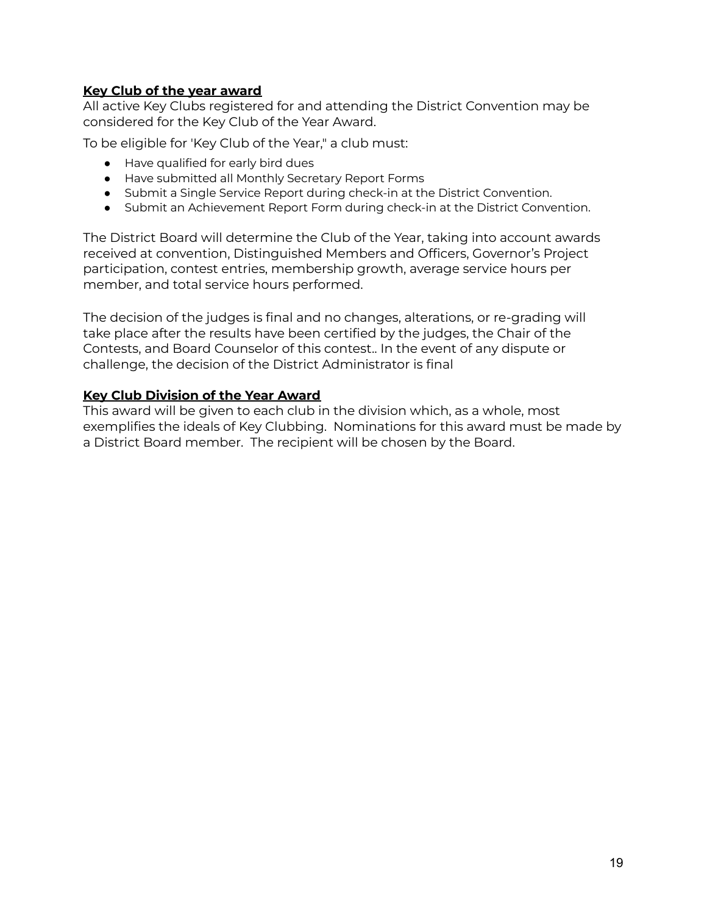**Key Club of the year award**

All active Key Clubs registered for and attending the District Convention may be considered for the Key Club of the Year Award.

To be eligible for 'Key Club of the Year," a club must:

- Have qualified for early bird dues
- Have submitted all Monthly Secretary Report Forms
- Submit a Single Service Report during check-in at the District Convention.
- Submit an Achievement Report Form during check-in at the District Convention.

The District Board will determine the Club of the Year, taking into account awards received at convention, Distinguished Members and Officers, Governor's Project participation, contest entries, membership growth, average service hours per member, and total service hours performed.

The decision of the judges is final and no changes, alterations, or re-grading will take place after the results have been certified by the judges, the Chair of the Contests, and Board Counselor of this contest.. In the event of any dispute or challenge, the decision of the District Administrator is final

**Key Club Division of the Year Award**

This award will be given to each club in the division which, as a whole, most exemplifies the ideals of Key Clubbing. Nominations for this award must be made by a District Board member. The recipient will be chosen by the Board.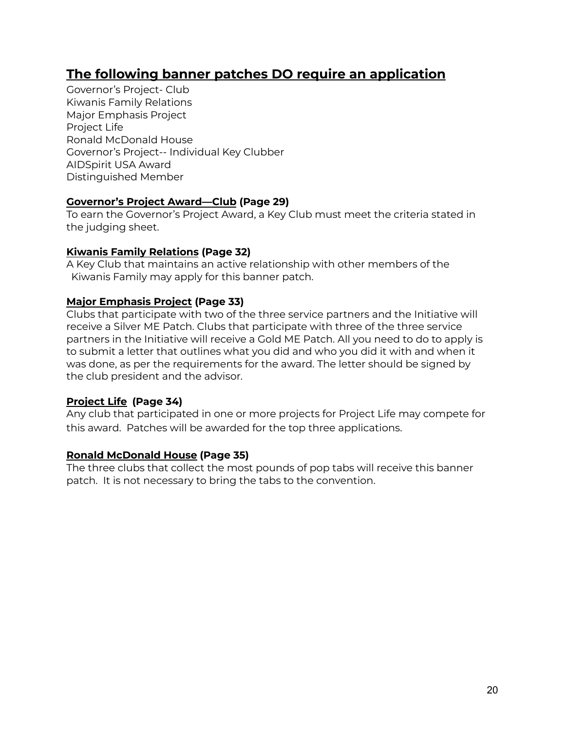## **The following banner patches DO require an application**

Governor's Project- Club
Kiwanis Family Relations
Major Emphasis Project
Project Life
Ronald McDonald House
Governor's Project-- Individual Key Clubber
AIDSpirit USA Award
Distinguished Member

**Governor's Project Award—Club (Page 29)**
To earn the Governor's Project Award, a Key Club must meet the criteria stated in the judging sheet.

**Kiwanis Family Relations (Page 32)**
A Key Club that maintains an active relationship with other members of the Kiwanis Family may apply for this banner patch.

**Major Emphasis Project (Page 33)**
Clubs that participate with two of the three service partners and the Initiative will receive a Silver ME Patch. Clubs that participate with three of the three service partners in the Initiative will receive a Gold ME Patch. All you need to do to apply is to submit a letter that outlines what you did and who you did it with and when it was done, as per the requirements for the award. The letter should be signed by the club president and the advisor.

**Project Life (Page 34)**
Any club that participated in one or more projects for Project Life may compete for this award. Patches will be awarded for the top three applications.

**Ronald McDonald House (Page 35)**
The three clubs that collect the most pounds of pop tabs will receive this banner patch. It is not necessary to bring the tabs to the convention.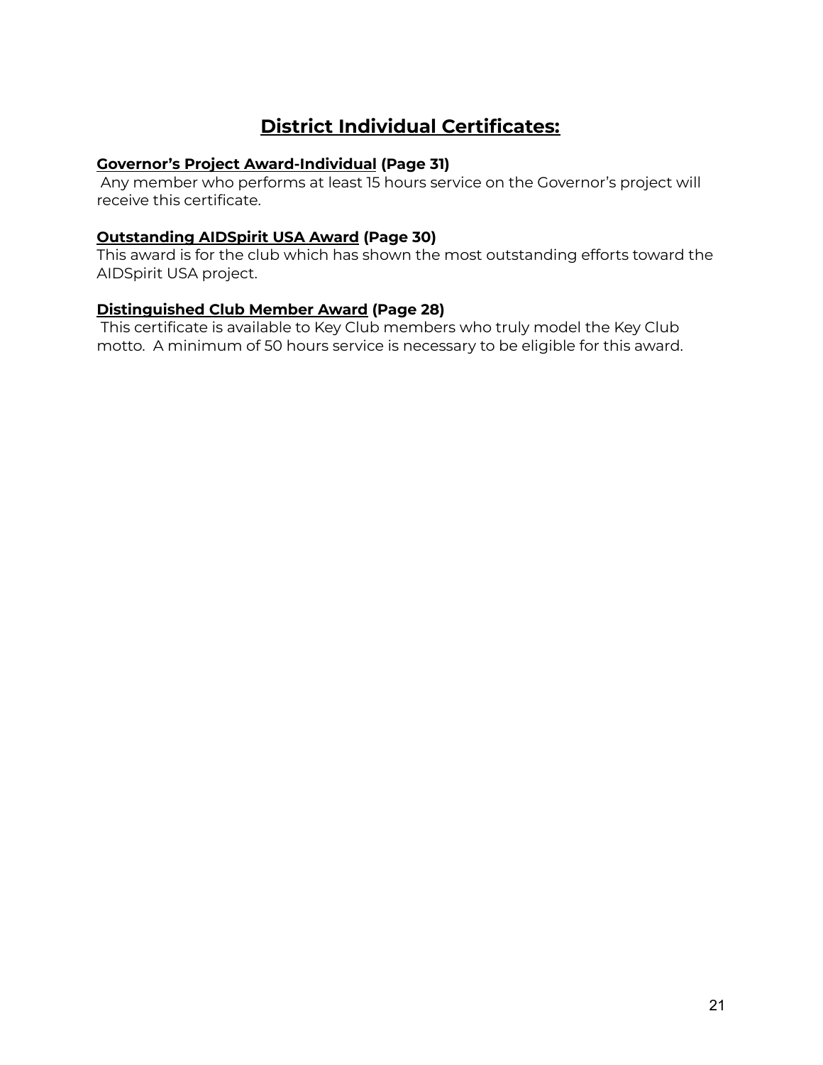# District Individual Certificates:

**Governor's Project Award-Individual (Page 31)**
Any member who performs at least 15 hours service on the Governor's project will receive this certificate.

**Outstanding AIDSpirit USA Award (Page 30)**
This award is for the club which has shown the most outstanding efforts toward the AIDSpirit USA project.

**Distinguished Club Member Award (Page 28)**
This certificate is available to Key Club members who truly model the Key Club motto. A minimum of 50 hours service is necessary to be eligible for this award.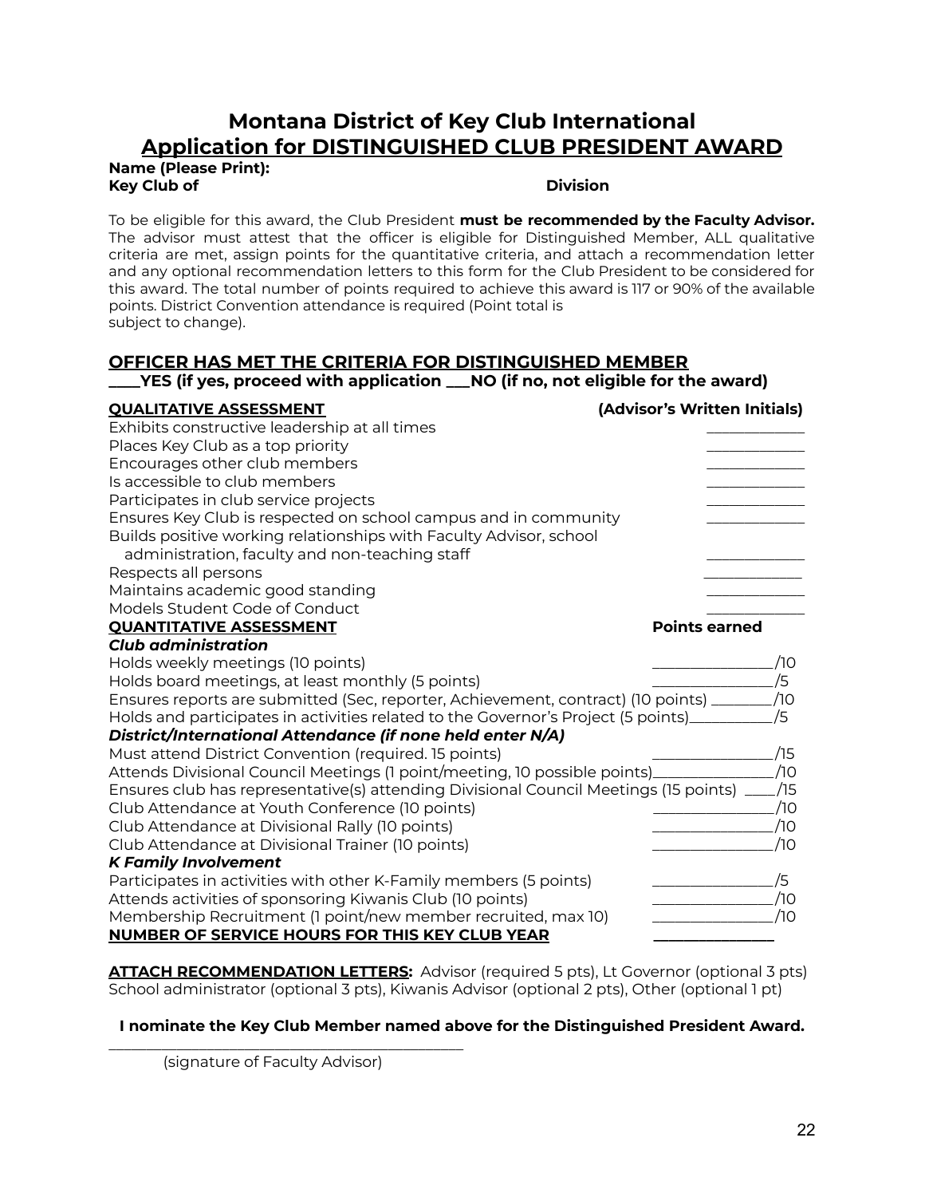# Montana District of Key Club International

## Application for DISTINGUISHED CLUB PRESIDENT AWARD

**Name (Please Print):**

**Key Club of** **Division**

To be eligible for this award, the Club President **must be recommended by the Faculty Advisor.** The advisor must attest that the officer is eligible for Distinguished Member, ALL qualitative criteria are met, assign points for the quantitative criteria, and attach a recommendation letter and any optional recommendation letters to this form for the Club President to be considered for this award. The total number of points required to achieve this award is 117 or 90% of the available points. District Convention attendance is required (Point total is subject to change).

### OFFICER HAS MET THE CRITERIA FOR DISTINGUISHED MEMBER

**____YES (if yes, proceed with application ___NO (if no, not eligible for the award)**

| **QUALITATIVE ASSESSMENT** | **(Advisor's Written Initials)** |
|---|---|
| Exhibits constructive leadership at all times | ____________ |
| Places Key Club as a top priority | ____________ |
| Encourages other club members | ____________ |
| Is accessible to club members | ____________ |
| Participates in club service projects | ____________ |
| Ensures Key Club is respected on school campus and in community | ____________ |
| Builds positive working relationships with Faculty Advisor, school administration, faculty and non-teaching staff | ____________ |
| Respects all persons | ____________ |
| Maintains academic good standing | ____________ |
| Models Student Code of Conduct | ____________ |

| **QUANTITATIVE ASSESSMENT** | **Points earned** |
|---|---|
| ***Club administration*** | |
| Holds weekly meetings (10 points) | ____________/10 |
| Holds board meetings, at least monthly (5 points) | ____________/5 |
| Ensures reports are submitted (Sec, reporter, Achievement, contract) (10 points) | ________/10 |
| Holds and participates in activities related to the Governor's Project (5 points) | __________/5 |
| ***District/International Attendance (if none held enter N/A)*** | |
| Must attend District Convention (required. 15 points) | ____________/15 |
| Attends Divisional Council Meetings (1 point/meeting, 10 possible points) | ____________/10 |
| Ensures club has representative(s) attending Divisional Council Meetings (15 points) | ____/15 |
| Club Attendance at Youth Conference (10 points) | ____________/10 |
| Club Attendance at Divisional Rally (10 points) | ____________/10 |
| Club Attendance at Divisional Trainer (10 points) | ____________/10 |
| ***K Family Involvement*** | |
| Participates in activities with other K-Family members (5 points) | ____________/5 |
| Attends activities of sponsoring Kiwanis Club (10 points) | ____________/10 |
| Membership Recruitment (1 point/new member recruited, max 10) | ____________/10 |
| **NUMBER OF SERVICE HOURS FOR THIS KEY CLUB YEAR** | ____________ |

**ATTACH RECOMMENDATION LETTERS:** Advisor (required 5 pts), Lt Governor (optional 3 pts) School administrator (optional 3 pts), Kiwanis Advisor (optional 2 pts), Other (optional 1 pt)

**I nominate the Key Club Member named above for the Distinguished President Award.**

____________________________________

(signature of Faculty Advisor)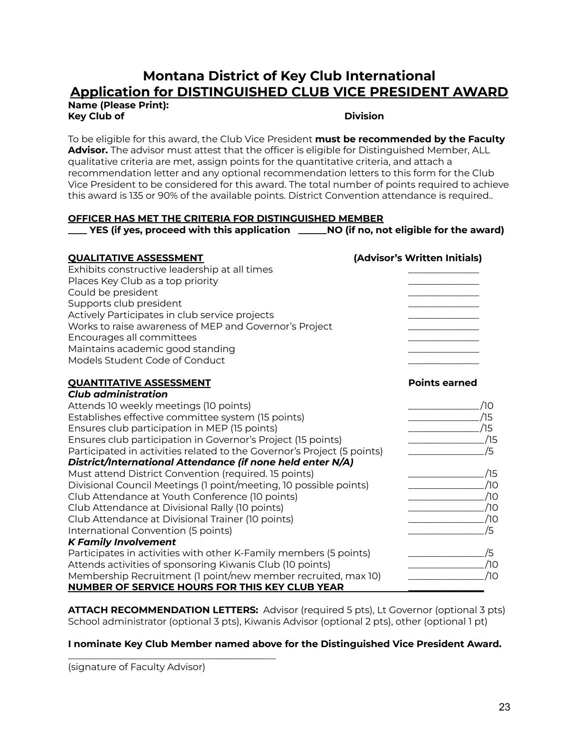# Montana District of Key Club International

## Application for DISTINGUISHED CLUB VICE PRESIDENT AWARD

**Name (Please Print):**

**Key Club of** **Division**

To be eligible for this award, the Club Vice President **must be recommended by the Faculty Advisor.** The advisor must attest that the officer is eligible for Distinguished Member, ALL qualitative criteria are met, assign points for the quantitative criteria, and attach a recommendation letter and any optional recommendation letters to this form for the Club Vice President to be considered for this award. The total number of points required to achieve this award is 135 or 90% of the available points. District Convention attendance is required..

**OFFICER HAS MET THE CRITERIA FOR DISTINGUISHED MEMBER**

**____ YES (if yes, proceed with this application ______NO (if no, not eligible for the award)**

| **QUALITATIVE ASSESSMENT** | **(Advisor's Written Initials)** |
|---|---|
| Exhibits constructive leadership at all times | ______________ |
| Places Key Club as a top priority | ______________ |
| Could be president | ______________ |
| Supports club president | ______________ |
| Actively Participates in club service projects | ______________ |
| Works to raise awareness of MEP and Governor's Project | ______________ |
| Encourages all committees | ______________ |
| Maintains academic good standing | ______________ |
| Models Student Code of Conduct | ______________ |

| **QUANTITATIVE ASSESSMENT** | **Points earned** |
|---|---|
| ***Club administration*** | |
| Attends 10 weekly meetings (10 points) | ______________/10 |
| Establishes effective committee system (15 points) | ______________/15 |
| Ensures club participation in MEP (15 points) | ______________/15 |
| Ensures club participation in Governor's Project (15 points) | ______________/15 |
| Participated in activities related to the Governor's Project (5 points) | ______________/5 |
| ***District/International Attendance (if none held enter N/A)*** | |
| Must attend District Convention (required. 15 points) | ______________/15 |
| Divisional Council Meetings (1 point/meeting, 10 possible points) | ______________/10 |
| Club Attendance at Youth Conference (10 points) | ______________/10 |
| Club Attendance at Divisional Rally (10 points) | ______________/10 |
| Club Attendance at Divisional Trainer (10 points) | ______________/10 |
| International Convention (5 points) | ______________/5 |
| ***K Family Involvement*** | |
| Participates in activities with other K-Family members (5 points) | ______________/5 |
| Attends activities of sponsoring Kiwanis Club (10 points) | ______________/10 |
| Membership Recruitment (1 point/new member recruited, max 10) | ______________/10 |
| **NUMBER OF SERVICE HOURS FOR THIS KEY CLUB YEAR** | ______________ |

**ATTACH RECOMMENDATION LETTERS:** Advisor (required 5 pts), Lt Governor (optional 3 pts) School administrator (optional 3 pts), Kiwanis Advisor (optional 2 pts), other (optional 1 pt)

**I nominate Key Club Member named above for the Distinguished Vice President Award.**

_________________________________________

(signature of Faculty Advisor)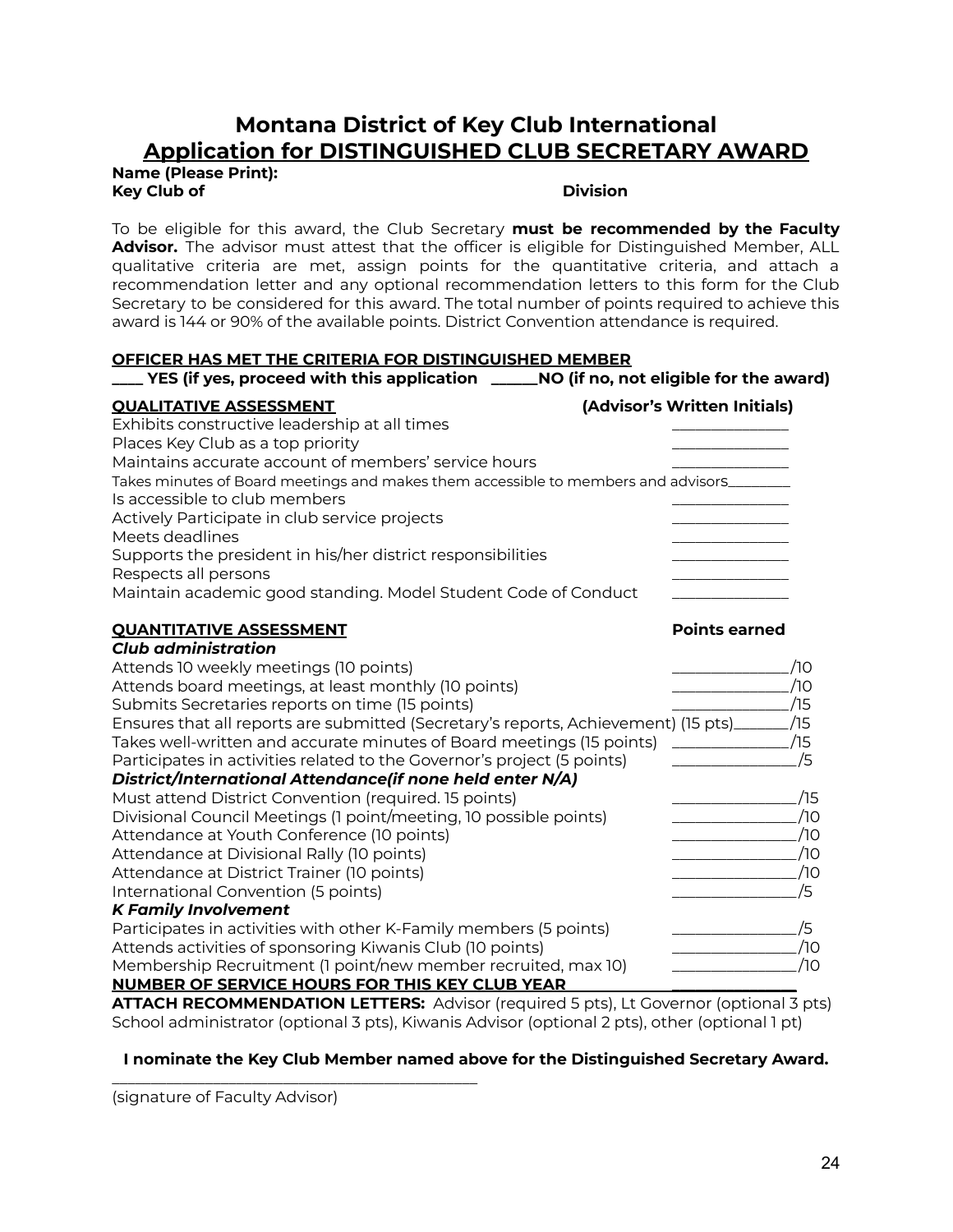# Montana District of Key Club International

## Application for DISTINGUISHED CLUB SECRETARY AWARD

**Name (Please Print):**

**Key Club of** **Division**

To be eligible for this award, the Club Secretary **must be recommended by the Faculty Advisor.** The advisor must attest that the officer is eligible for Distinguished Member, ALL qualitative criteria are met, assign points for the quantitative criteria, and attach a recommendation letter and any optional recommendation letters to this form for the Club Secretary to be considered for this award. The total number of points required to achieve this award is 144 or 90% of the available points. District Convention attendance is required.

**OFFICER HAS MET THE CRITERIA FOR DISTINGUISHED MEMBER**

**____ YES (if yes, proceed with this application ______NO (if no, not eligible for the award)**

| **QUALITATIVE ASSESSMENT** | **(Advisor's Written Initials)** |
|---|---|
| Exhibits constructive leadership at all times | ______________ |
| Places Key Club as a top priority | ______________ |
| Maintains accurate account of members' service hours | ______________ |
| Takes minutes of Board meetings and makes them accessible to members and advisors | _________ |
| Is accessible to club members | ______________ |
| Actively Participate in club service projects | ______________ |
| Meets deadlines | ______________ |
| Supports the president in his/her district responsibilities | ______________ |
| Respects all persons | ______________ |
| Maintain academic good standing. Model Student Code of Conduct | ______________ |

| **QUANTITATIVE ASSESSMENT** | **Points earned** |
|---|---|
| ***Club administration*** | |
| Attends 10 weekly meetings (10 points) | ______________/10 |
| Attends board meetings, at least monthly (10 points) | ______________/10 |
| Submits Secretaries reports on time (15 points) | ______________/15 |
| Ensures that all reports are submitted (Secretary's reports, Achievement) (15 pts) | _______/15 |
| Takes well-written and accurate minutes of Board meetings (15 points) | ______________/15 |
| Participates in activities related to the Governor's project (5 points) | ______________/5 |
| ***District/International Attendance(if none held enter N/A)*** | |
| Must attend District Convention (required. 15 points) | ______________/15 |
| Divisional Council Meetings (1 point/meeting, 10 possible points) | ______________/10 |
| Attendance at Youth Conference (10 points) | ______________/10 |
| Attendance at Divisional Rally (10 points) | ______________/10 |
| Attendance at District Trainer (10 points) | ______________/10 |
| International Convention (5 points) | ______________/5 |
| ***K Family Involvement*** | |
| Participates in activities with other K-Family members (5 points) | ______________/5 |
| Attends activities of sponsoring Kiwanis Club (10 points) | ______________/10 |
| Membership Recruitment (1 point/new member recruited, max 10) | ______________/10 |
| **NUMBER OF SERVICE HOURS FOR THIS KEY CLUB YEAR** | ______________ |

**ATTACH RECOMMENDATION LETTERS:** Advisor (required 5 pts), Lt Governor (optional 3 pts) School administrator (optional 3 pts), Kiwanis Advisor (optional 2 pts), other (optional 1 pt)

**I nominate the Key Club Member named above for the Distinguished Secretary Award.**

_____________________________________________

(signature of Faculty Advisor)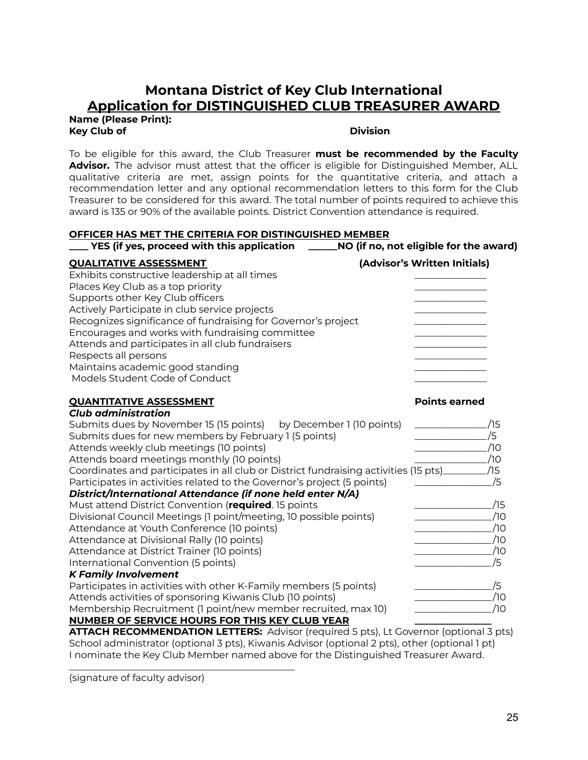# Montana District of Key Club International

## Application for DISTINGUISHED CLUB TREASURER AWARD

**Name (Please Print):**
**Key Club of** **Division**

To be eligible for this award, the Club Treasurer **must be recommended by the Faculty Advisor.** The advisor must attest that the officer is eligible for Distinguished Member, ALL qualitative criteria are met, assign points for the quantitative criteria, and attach a recommendation letter and any optional recommendation letters to this form for the Club Treasurer to be considered for this award. The total number of points required to achieve this award is 135 or 90% of the available points. District Convention attendance is required.

**OFFICER HAS MET THE CRITERIA FOR DISTINGUISHED MEMBER**

**____ YES (if yes, proceed with this application ______NO (if no, not eligible for the award)**

| **QUALITATIVE ASSESSMENT** | **(Advisor's Written Initials)** |
|---|---|
| Exhibits constructive leadership at all times | ____________ |
| Places Key Club as a top priority | ____________ |
| Supports other Key Club officers | ____________ |
| Actively Participate in club service projects | ____________ |
| Recognizes significance of fundraising for Governor's project | ____________ |
| Encourages and works with fundraising committee | ____________ |
| Attends and participates in all club fundraisers | ____________ |
| Respects all persons | ____________ |
| Maintains academic good standing | ____________ |
| Models Student Code of Conduct | ____________ |

| **QUANTITATIVE ASSESSMENT** | **Points earned** |
|---|---|
| ***Club administration*** | |
| Submits dues by November 15 (15 points) by December 1 (10 points) | ____________/15 |
| Submits dues for new members by February 1 (5 points) | ____________/5 |
| Attends weekly club meetings (10 points) | ____________/10 |
| Attends board meetings monthly (10 points) | ____________/10 |
| Coordinates and participates in all club or District fundraising activities (15 pts) | ________/15 |
| Participates in activities related to the Governor's project (5 points) | ____________/5 |
| ***District/International Attendance (if none held enter N/A)*** | |
| Must attend District Convention (**required**. 15 points | ____________/15 |
| Divisional Council Meetings (1 point/meeting, 10 possible points) | ____________/10 |
| Attendance at Youth Conference (10 points) | ____________/10 |
| Attendance at Divisional Rally (10 points) | ____________/10 |
| Attendance at District Trainer (10 points) | ____________/10 |
| International Convention (5 points) | ____________/5 |
| ***K Family Involvement*** | |
| Participates in activities with other K-Family members (5 points) | ____________/5 |
| Attends activities of sponsoring Kiwanis Club (10 points) | ____________/10 |
| Membership Recruitment (1 point/new member recruited, max 10) | ____________/10 |
| **NUMBER OF SERVICE HOURS FOR THIS KEY CLUB YEAR** | ____________ |

**ATTACH RECOMMENDATION LETTERS:** Advisor (required 5 pts), Lt Governor (optional 3 pts) School administrator (optional 3 pts), Kiwanis Advisor (optional 2 pts), other (optional 1 pt)

I nominate the Key Club Member named above for the Distinguished Treasurer Award.

___________________________________________
(signature of faculty advisor)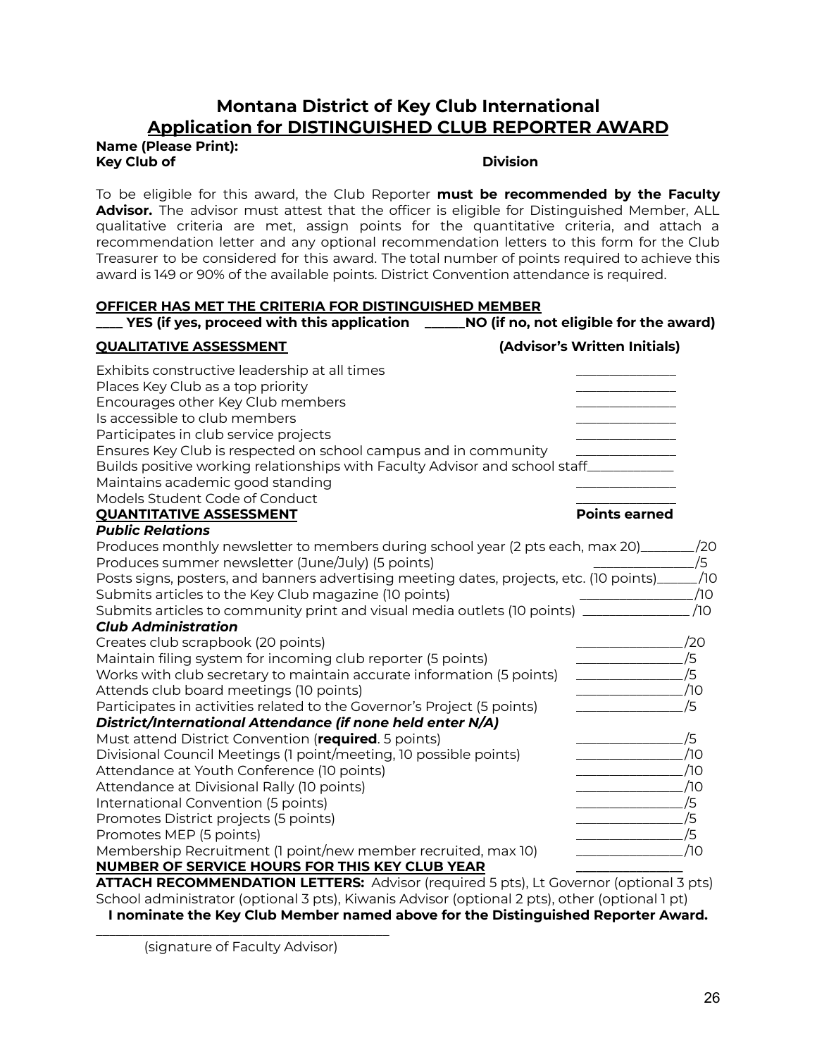# Montana District of Key Club International

## Application for DISTINGUISHED CLUB REPORTER AWARD

**Name (Please Print):**

**Key Club of** **Division**

To be eligible for this award, the Club Reporter **must be recommended by the Faculty Advisor.** The advisor must attest that the officer is eligible for Distinguished Member, ALL qualitative criteria are met, assign points for the quantitative criteria, and attach a recommendation letter and any optional recommendation letters to this form for the Club Treasurer to be considered for this award. The total number of points required to achieve this award is 149 or 90% of the available points. District Convention attendance is required.

**OFFICER HAS MET THE CRITERIA FOR DISTINGUISHED MEMBER**

**____ YES (if yes, proceed with this application ______NO (if no, not eligible for the award)**

| **QUALITATIVE ASSESSMENT** | **(Advisor's Written Initials)** |
|---|---|
| Exhibits constructive leadership at all times | ______________ |
| Places Key Club as a top priority | ______________ |
| Encourages other Key Club members | ______________ |
| Is accessible to club members | ______________ |
| Participates in club service projects | ______________ |
| Ensures Key Club is respected on school campus and in community | ______________ |
| Builds positive working relationships with Faculty Advisor and school staff | ______________ |
| Maintains academic good standing | ______________ |
| Models Student Code of Conduct | ______________ |

| **QUANTITATIVE ASSESSMENT** | **Points earned** |
|---|---|
| ***Public Relations*** | |
| Produces monthly newsletter to members during school year (2 pts each, max 20) | ________/20 |
| Produces summer newsletter (June/July) (5 points) | ________/5 |
| Posts signs, posters, and banners advertising meeting dates, projects, etc. (10 points) | ________/10 |
| Submits articles to the Key Club magazine (10 points) | ________/10 |
| Submits articles to community print and visual media outlets (10 points) | ________/10 |
| ***Club Administration*** | |
| Creates club scrapbook (20 points) | ________/20 |
| Maintain filing system for incoming club reporter (5 points) | ________/5 |
| Works with club secretary to maintain accurate information (5 points) | ________/5 |
| Attends club board meetings (10 points) | ________/10 |
| Participates in activities related to the Governor's Project (5 points) | ________/5 |
| ***District/International Attendance (if none held enter N/A)*** | |
| Must attend District Convention (**required**. 5 points) | ________/5 |
| Divisional Council Meetings (1 point/meeting, 10 possible points) | ________/10 |
| Attendance at Youth Conference (10 points) | ________/10 |
| Attendance at Divisional Rally (10 points) | ________/10 |
| International Convention (5 points) | ________/5 |
| Promotes District projects (5 points) | ________/5 |
| Promotes MEP (5 points) | ________/5 |
| Membership Recruitment (1 point/new member recruited, max 10) | ________/10 |
| **NUMBER OF SERVICE HOURS FOR THIS KEY CLUB YEAR** | ________ |

**ATTACH RECOMMENDATION LETTERS:** Advisor (required 5 pts), Lt Governor (optional 3 pts) School administrator (optional 3 pts), Kiwanis Advisor (optional 2 pts), other (optional 1 pt)

**I nominate the Key Club Member named above for the Distinguished Reporter Award.**

_______________________________________

(signature of Faculty Advisor)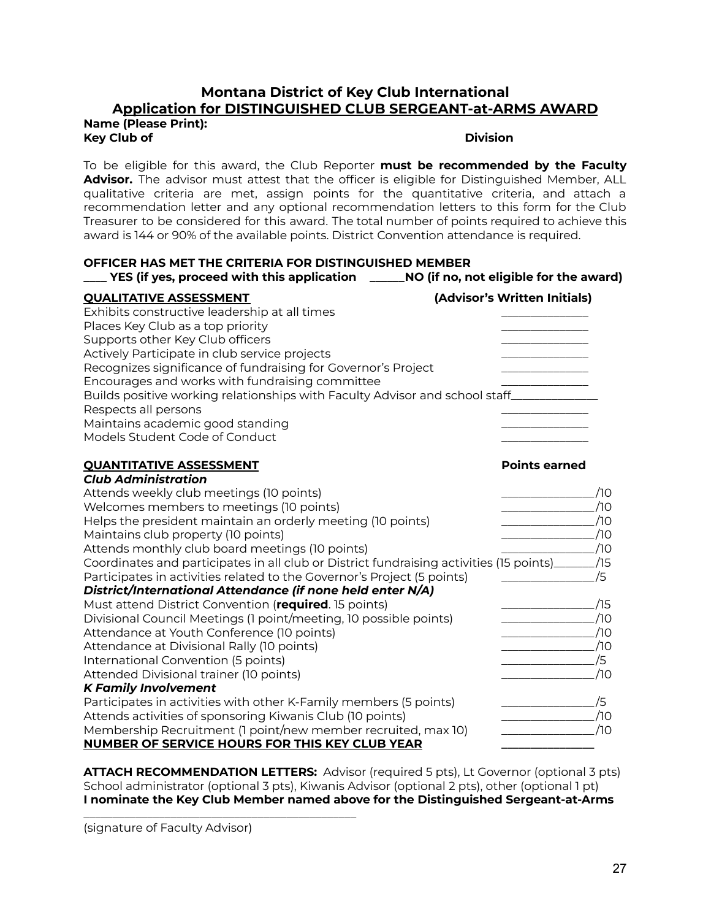## Montana District of Key Club International
## Application for DISTINGUISHED CLUB SERGEANT-at-ARMS AWARD

**Name (Please Print):**
**Key Club of** **Division**

To be eligible for this award, the Club Reporter **must be recommended by the Faculty Advisor.** The advisor must attest that the officer is eligible for Distinguished Member, ALL qualitative criteria are met, assign points for the quantitative criteria, and attach a recommendation letter and any optional recommendation letters to this form for the Club Treasurer to be considered for this award. The total number of points required to achieve this award is 144 or 90% of the available points. District Convention attendance is required.

**OFFICER HAS MET THE CRITERIA FOR DISTINGUISHED MEMBER**
**____ YES (if yes, proceed with this application ______NO (if no, not eligible for the award)**

| **QUALITATIVE ASSESSMENT** | **(Advisor's Written Initials)** |
|---|---|
| Exhibits constructive leadership at all times | ______________ |
| Places Key Club as a top priority | ______________ |
| Supports other Key Club officers | ______________ |
| Actively Participate in club service projects | ______________ |
| Recognizes significance of fundraising for Governor's Project | ______________ |
| Encourages and works with fundraising committee | ______________ |
| Builds positive working relationships with Faculty Advisor and school staff | ______________ |
| Respects all persons | ______________ |
| Maintains academic good standing | ______________ |
| Models Student Code of Conduct | ______________ |

| **QUANTITATIVE ASSESSMENT** | **Points earned** |
|---|---|
| ***Club Administration*** | |
| Attends weekly club meetings (10 points) | ______________/10 |
| Welcomes members to meetings (10 points) | ______________/10 |
| Helps the president maintain an orderly meeting (10 points) | ______________/10 |
| Maintains club property (10 points) | ______________/10 |
| Attends monthly club board meetings (10 points) | ______________/10 |
| Coordinates and participates in all club or District fundraising activities (15 points) | ______________/15 |
| Participates in activities related to the Governor's Project (5 points) | ______________/5 |
| ***District/International Attendance (if none held enter N/A)*** | |
| Must attend District Convention (**required**. 15 points) | ______________/15 |
| Divisional Council Meetings (1 point/meeting, 10 possible points) | ______________/10 |
| Attendance at Youth Conference (10 points) | ______________/10 |
| Attendance at Divisional Rally (10 points) | ______________/10 |
| International Convention (5 points) | ______________/5 |
| Attended Divisional trainer (10 points) | ______________/10 |
| ***K Family Involvement*** | |
| Participates in activities with other K-Family members (5 points) | ______________/5 |
| Attends activities of sponsoring Kiwanis Club (10 points) | ______________/10 |
| Membership Recruitment (1 point/new member recruited, max 10) | ______________/10 |
| **NUMBER OF SERVICE HOURS FOR THIS KEY CLUB YEAR** | ______________ |

**ATTACH RECOMMENDATION LETTERS:** Advisor (required 5 pts), Lt Governor (optional 3 pts) School administrator (optional 3 pts), Kiwanis Advisor (optional 2 pts), other (optional 1 pt)
**I nominate the Key Club Member named above for the Distinguished Sergeant-at-Arms**

______________________________________________
(signature of Faculty Advisor)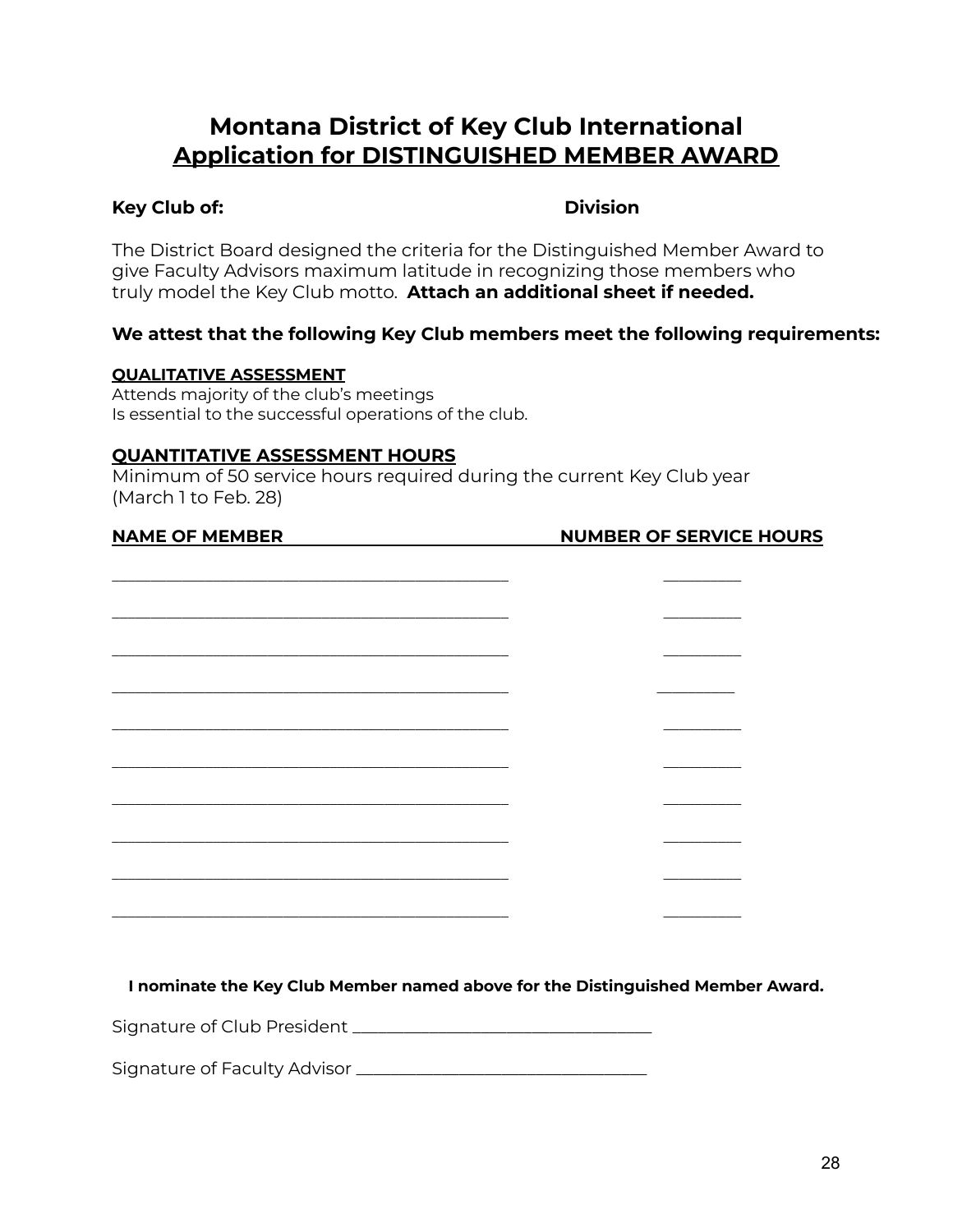# Montana District of Key Club International
## Application for DISTINGUISHED MEMBER AWARD

**Key Club of:** **Division**

The District Board designed the criteria for the Distinguished Member Award to give Faculty Advisors maximum latitude in recognizing those members who truly model the Key Club motto. **Attach an additional sheet if needed.**

**We attest that the following Key Club members meet the following requirements:**

**QUALITATIVE ASSESSMENT**

Attends majority of the club's meetings
Is essential to the successful operations of the club.

**QUANTITATIVE ASSESSMENT HOURS**

Minimum of 50 service hours required during the current Key Club year (March 1 to Feb. 28)

| NAME OF MEMBER | NUMBER OF SERVICE HOURS |
|---|---|
| ______________________________ | ________ |
| ______________________________ | ________ |
| ______________________________ | ________ |
| ______________________________ | ________ |
| ______________________________ | ________ |
| ______________________________ | ________ |
| ______________________________ | ________ |
| ______________________________ | ________ |
| ______________________________ | ________ |
| ______________________________ | ________ |

**I nominate the Key Club Member named above for the Distinguished Member Award.**

Signature of Club President ______________________________

Signature of Faculty Advisor ______________________________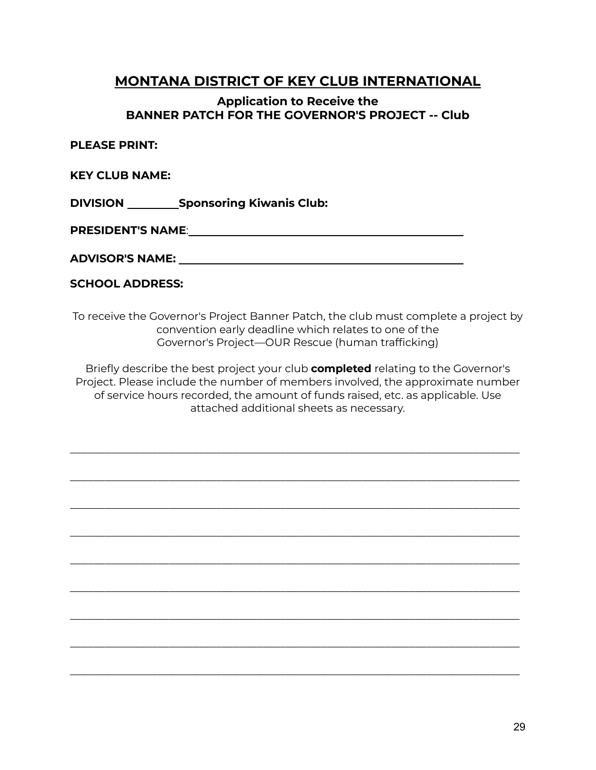# MONTANA DISTRICT OF KEY CLUB INTERNATIONAL

### Application to Receive the
### BANNER PATCH FOR THE GOVERNOR'S PROJECT -- Club

**PLEASE PRINT:**

**KEY CLUB NAME:**

**DIVISION** _________ **Sponsoring Kiwanis Club:**

**PRESIDENT'S NAME**: ________________________________________________

**ADVISOR'S NAME:** ________________________________________________

**SCHOOL ADDRESS:**

To receive the Governor's Project Banner Patch, the club must complete a project by convention early deadline which relates to one of the Governor's Project—OUR Rescue (human trafficking)

Briefly describe the best project your club **completed** relating to the Governor's Project. Please include the number of members involved, the approximate number of service hours recorded, the amount of funds raised, etc. as applicable. Use attached additional sheets as necessary.

________________________________________________________________________________

________________________________________________________________________________

________________________________________________________________________________

________________________________________________________________________________

________________________________________________________________________________

________________________________________________________________________________

________________________________________________________________________________

________________________________________________________________________________

________________________________________________________________________________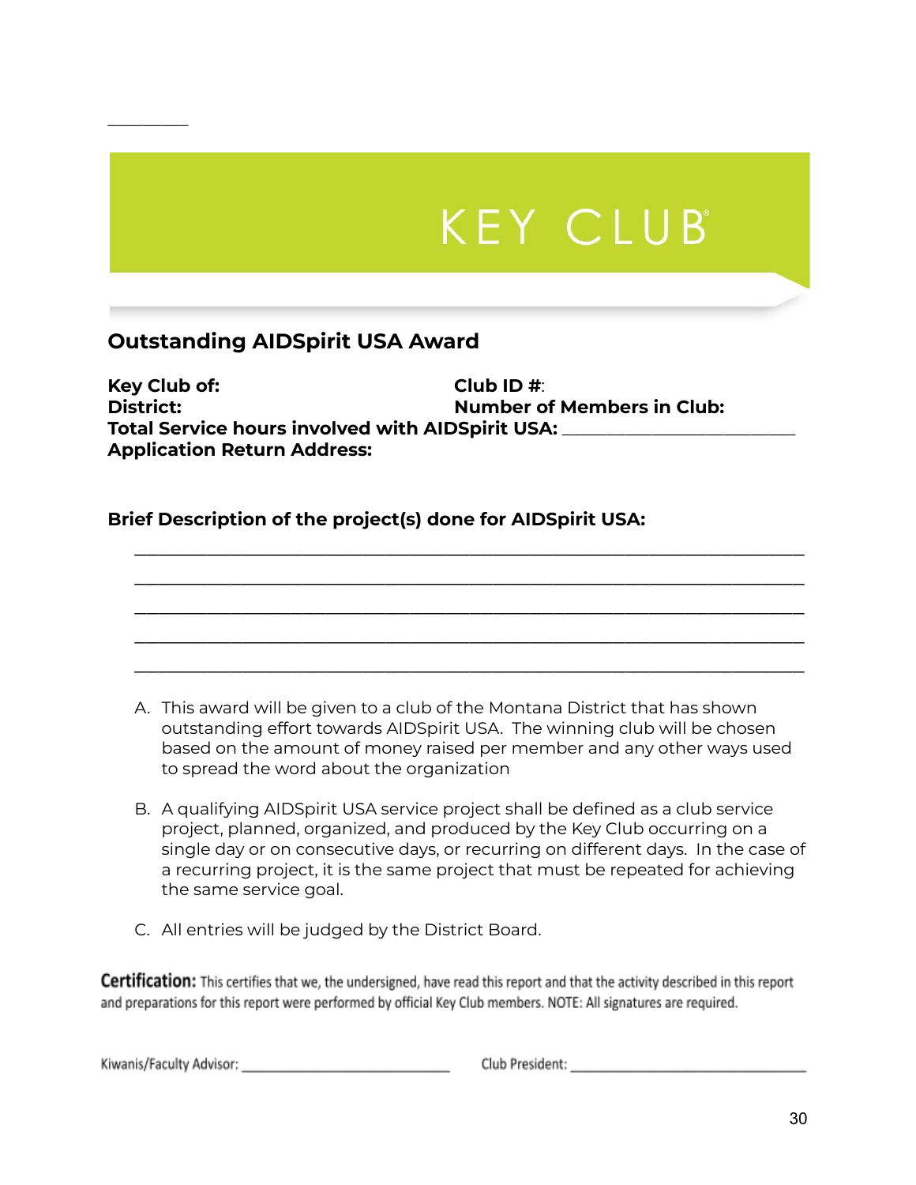KEY CLUB®

## Outstanding AIDSpirit USA Award

**Key Club of:** **Club ID #**:
**District:** **Number of Members in Club:**
**Total Service hours involved with AIDSpirit USA:** ______________________________
**Application Return Address:**

**Brief Description of the project(s) done for AIDSpirit USA:**

______________________________________________________________________________
______________________________________________________________________________
______________________________________________________________________________
______________________________________________________________________________
______________________________________________________________________________

A. This award will be given to a club of the Montana District that has shown outstanding effort towards AIDSpirit USA. The winning club will be chosen based on the amount of money raised per member and any other ways used to spread the word about the organization

B. A qualifying AIDSpirit USA service project shall be defined as a club service project, planned, organized, and produced by the Key Club occurring on a single day or on consecutive days, or recurring on different days. In the case of a recurring project, it is the same project that must be repeated for achieving the same service goal.

C. All entries will be judged by the District Board.

**Certification:** This certifies that we, the undersigned, have read this report and that the activity described in this report and preparations for this report were performed by official Key Club members. NOTE: All signatures are required.

Kiwanis/Faculty Advisor: ______________________________ Club President: ______________________________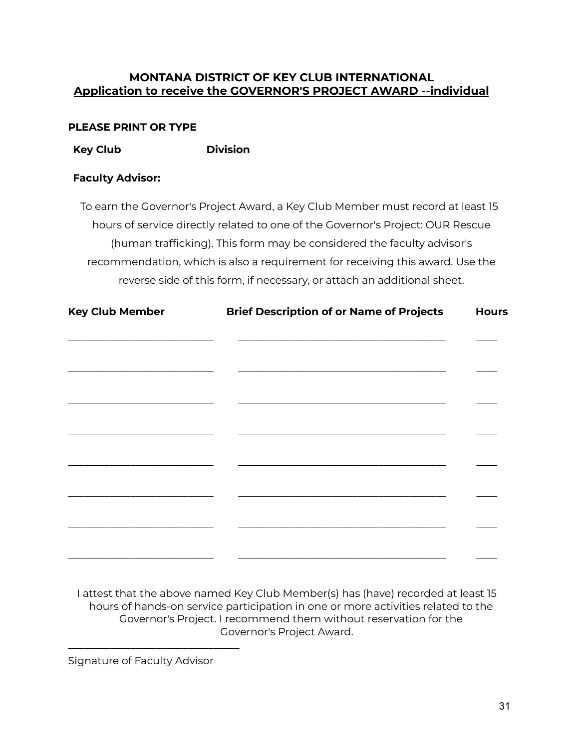**MONTANA DISTRICT OF KEY CLUB INTERNATIONAL**
**Application to receive the GOVERNOR'S PROJECT AWARD --individual**

**PLEASE PRINT OR TYPE**

**Key Club** **Division**

**Faculty Advisor:**

To earn the Governor's Project Award, a Key Club Member must record at least 15 hours of service directly related to one of the Governor's Project: OUR Rescue (human trafficking). This form may be considered the faculty advisor's recommendation, which is also a requirement for receiving this award. Use the reverse side of this form, if necessary, or attach an additional sheet.

| Key Club Member | Brief Description of or Name of Projects | Hours |
|---|---|---|
| | | |
| | | |
| | | |
| | | |
| | | |
| | | |
| | | |
| | | |

I attest that the above named Key Club Member(s) has (have) recorded at least 15 hours of hands-on service participation in one or more activities related to the Governor's Project. I recommend them without reservation for the Governor's Project Award.

_______________________________

Signature of Faculty Advisor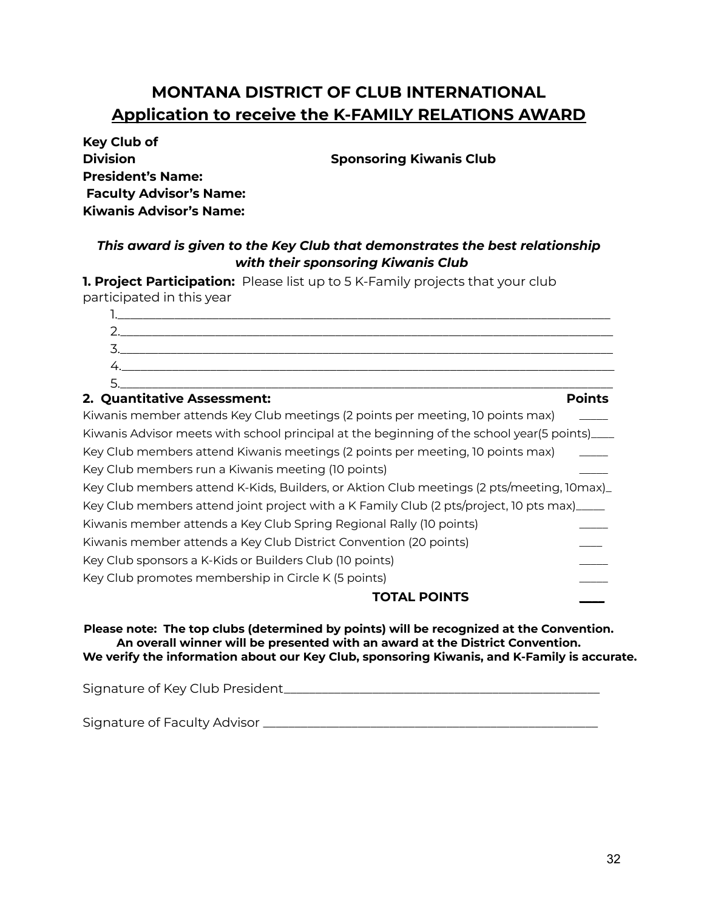# MONTANA DISTRICT OF CLUB INTERNATIONAL

## Application to receive the K-FAMILY RELATIONS AWARD

**Key Club of**
**Division** **Sponsoring Kiwanis Club**
**President's Name:**
**Faculty Advisor's Name:**
**Kiwanis Advisor's Name:**

***This award is given to the Key Club that demonstrates the best relationship with their sponsoring Kiwanis Club***

**1. Project Participation:** Please list up to 5 K-Family projects that your club participated in this year

1. ____________________________________________________________________________
2. ____________________________________________________________________________
3. ____________________________________________________________________________
4. ____________________________________________________________________________
5. ____________________________________________________________________________

**2. Quantitative Assessment:**

| | **Points** |
|---|---|
| Kiwanis member attends Key Club meetings (2 points per meeting, 10 points max) | _____ |
| Kiwanis Advisor meets with school principal at the beginning of the school year(5 points) | _____ |
| Key Club members attend Kiwanis meetings (2 points per meeting, 10 points max) | _____ |
| Key Club members run a Kiwanis meeting (10 points) | _____ |
| Key Club members attend K-Kids, Builders, or Aktion Club meetings (2 pts/meeting, 10max) | _ |
| Key Club members attend joint project with a K Family Club (2 pts/project, 10 pts max) | _____ |
| Kiwanis member attends a Key Club Spring Regional Rally (10 points) | _____ |
| Kiwanis member attends a Key Club District Convention (20 points) | ____ |
| Key Club sponsors a K-Kids or Builders Club (10 points) | _____ |
| Key Club promotes membership in Circle K (5 points) | _____ |
| **TOTAL POINTS** | ____ |

**Please note: The top clubs (determined by points) will be recognized at the Convention. An overall winner will be presented with an award at the District Convention. We verify the information about our Key Club, sponsoring Kiwanis, and K-Family is accurate.**

Signature of Key Club President____________________________________________________

Signature of Faculty Advisor ______________________________________________________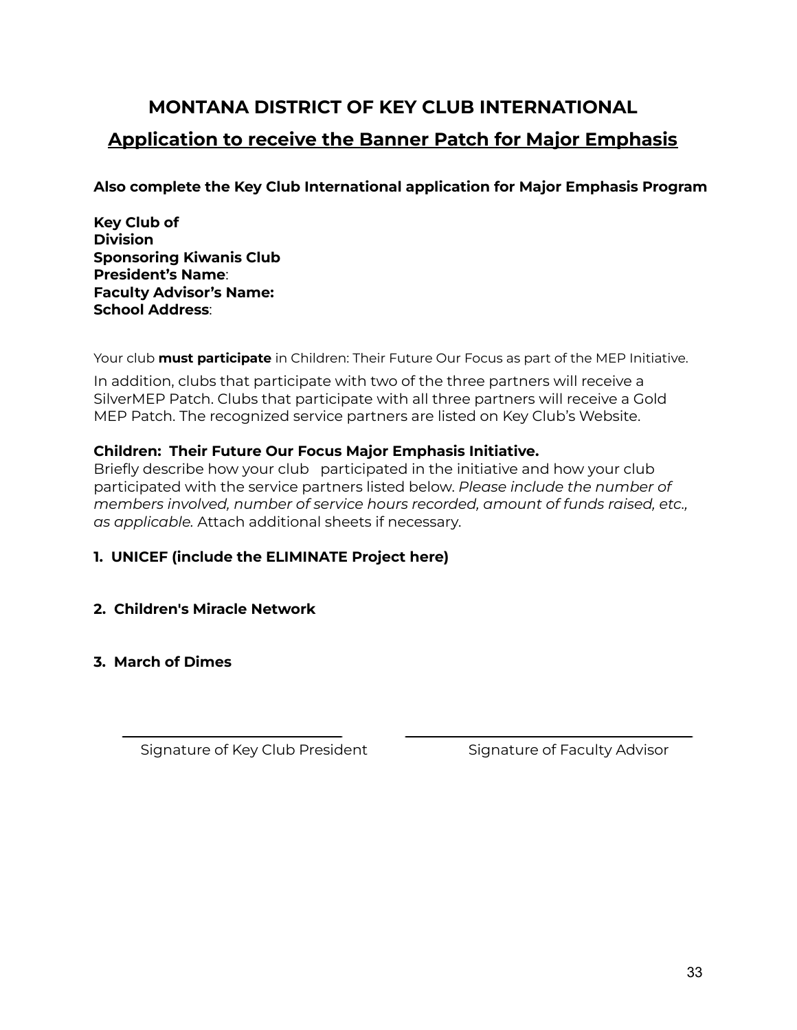# MONTANA DISTRICT OF KEY CLUB INTERNATIONAL

## Application to receive the Banner Patch for Major Emphasis

**Also complete the Key Club International application for Major Emphasis Program**

**Key Club of**
**Division**
**Sponsoring Kiwanis Club**
**President's Name**:
**Faculty Advisor's Name:**
**School Address**:

Your club **must participate** in Children: Their Future Our Focus as part of the MEP Initiative.

In addition, clubs that participate with two of the three partners will receive a SilverMEP Patch. Clubs that participate with all three partners will receive a Gold MEP Patch. The recognized service partners are listed on Key Club's Website.

**Children: Their Future Our Focus Major Emphasis Initiative.**
Briefly describe how your club participated in the initiative and how your club participated with the service partners listed below. *Please include the number of members involved, number of service hours recorded, amount of funds raised, etc., as applicable.* Attach additional sheets if necessary.

**1. UNICEF (include the ELIMINATE Project here)**

**2. Children's Miracle Network**

**3. March of Dimes**

\_\_\_\_\_\_\_\_\_\_\_\_\_\_\_\_\_\_\_\_\_\_\_\_\_\_\_\_\_\_ Signature of Key Club President

\_\_\_\_\_\_\_\_\_\_\_\_\_\_\_\_\_\_\_\_\_\_\_\_\_\_\_\_\_\_ Signature of Faculty Advisor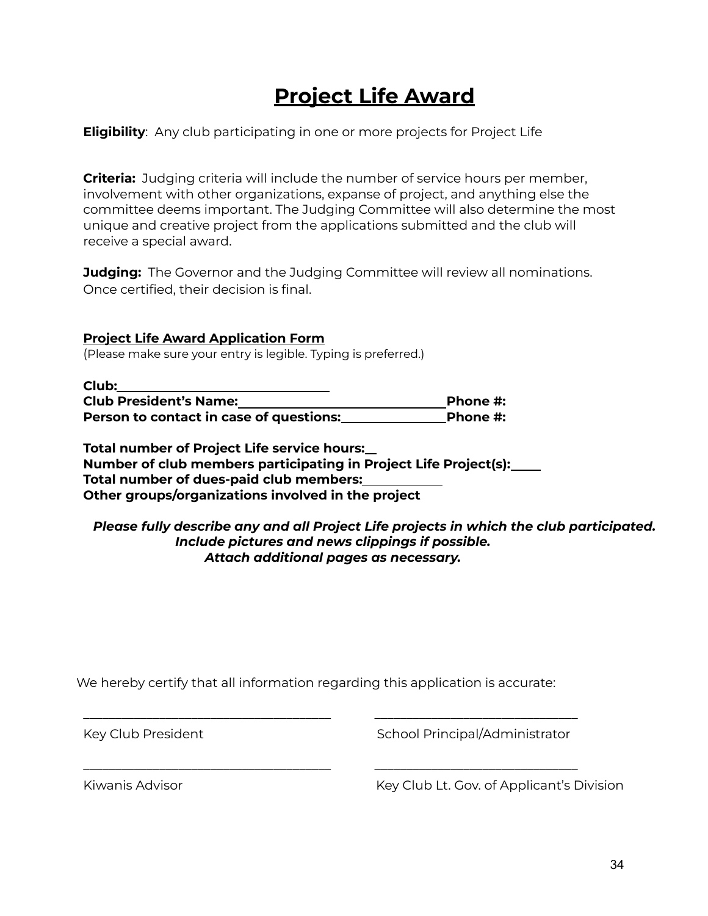# Project Life Award

**Eligibility**: Any club participating in one or more projects for Project Life

**Criteria:** Judging criteria will include the number of service hours per member, involvement with other organizations, expanse of project, and anything else the committee deems important. The Judging Committee will also determine the most unique and creative project from the applications submitted and the club will receive a special award.

**Judging:** The Governor and the Judging Committee will review all nominations. Once certified, their decision is final.

**Project Life Award Application Form**

(Please make sure your entry is legible. Typing is preferred.)

**Club:**________________________________

**Club President's Name:**_______________________________**Phone #:**

**Person to contact in case of questions:**_______________**Phone #:**

**Total number of Project Life service hours:**__

**Number of club members participating in Project Life Project(s):**____

**Total number of dues-paid club members:**____________

**Other groups/organizations involved in the project**

***Please fully describe any and all Project Life projects in which the club participated.***
***Include pictures and news clippings if possible.***
***Attach additional pages as necessary.***

We hereby certify that all information regarding this application is accurate:

_____________________________________ _______________________________

Key Club President School Principal/Administrator

_____________________________________ _______________________________

Kiwanis Advisor Key Club Lt. Gov. of Applicant's Division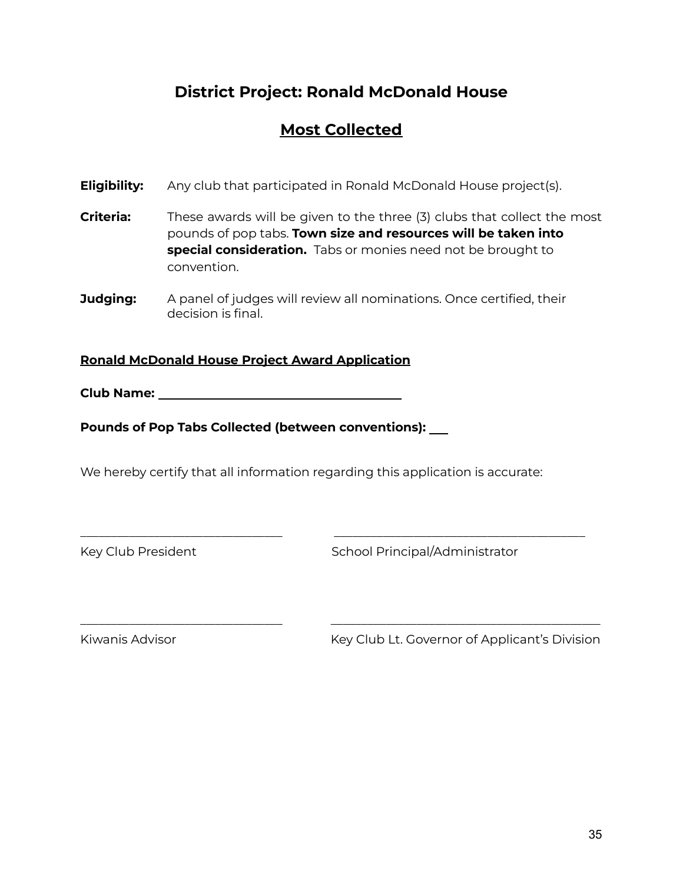# District Project: Ronald McDonald House

## Most Collected

**Eligibility:** Any club that participated in Ronald McDonald House project(s).

**Criteria:** These awards will be given to the three (3) clubs that collect the most pounds of pop tabs. **Town size and resources will be taken into special consideration.** Tabs or monies need not be brought to convention.

**Judging:** A panel of judges will review all nominations. Once certified, their decision is final.

**Ronald McDonald House Project Award Application**

**Club Name:** ________________________________

**Pounds of Pop Tabs Collected (between conventions):** ___

We hereby certify that all information regarding this application is accurate:

________________________________
Key Club President

________________________________
School Principal/Administrator

________________________________
Kiwanis Advisor

________________________________
Key Club Lt. Governor of Applicant's Division